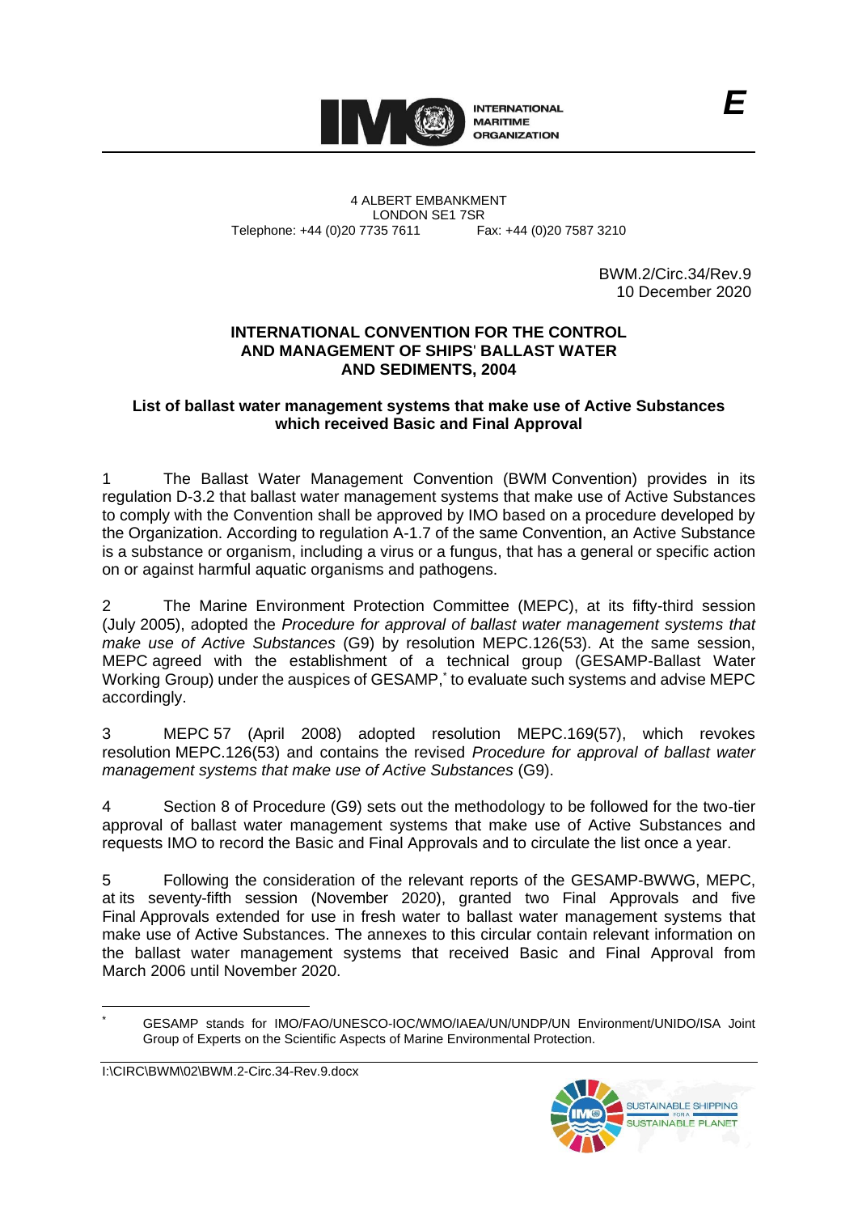**INTERNATIONAL MARITIME ORGANIZATION**

E

4 ALBERT EMBANKMENT
LONDON SE1 7SR
Telephone: +44 (0)20 7735 7611    Fax: +44 (0)20 7587 3210

BWM.2/Circ.34/Rev.9
10 December 2020

# INTERNATIONAL CONVENTION FOR THE CONTROL AND MANAGEMENT OF SHIPS' BALLAST WATER AND SEDIMENTS, 2004

## List of ballast water management systems that make use of Active Substances which received Basic and Final Approval

1 The Ballast Water Management Convention (BWM Convention) provides in its regulation D-3.2 that ballast water management systems that make use of Active Substances to comply with the Convention shall be approved by IMO based on a procedure developed by the Organization. According to regulation A-1.7 of the same Convention, an Active Substance is a substance or organism, including a virus or a fungus, that has a general or specific action on or against harmful aquatic organisms and pathogens.

2 The Marine Environment Protection Committee (MEPC), at its fifty-third session (July 2005), adopted the *Procedure for approval of ballast water management systems that make use of Active Substances* (G9) by resolution MEPC.126(53). At the same session, MEPC agreed with the establishment of a technical group (GESAMP-Ballast Water Working Group) under the auspices of GESAMP,* to evaluate such systems and advise MEPC accordingly.

3 MEPC 57 (April 2008) adopted resolution MEPC.169(57), which revokes resolution MEPC.126(53) and contains the revised *Procedure for approval of ballast water management systems that make use of Active Substances* (G9).

4 Section 8 of Procedure (G9) sets out the methodology to be followed for the two-tier approval of ballast water management systems that make use of Active Substances and requests IMO to record the Basic and Final Approvals and to circulate the list once a year.

5 Following the consideration of the relevant reports of the GESAMP-BWWG, MEPC, at its seventy-fifth session (November 2020), granted two Final Approvals and five Final Approvals extended for use in fresh water to ballast water management systems that make use of Active Substances. The annexes to this circular contain relevant information on the ballast water management systems that received Basic and Final Approval from March 2006 until November 2020.

\* GESAMP stands for IMO/FAO/UNESCO-IOC/WMO/IAEA/UN/UNDP/UN Environment/UNIDO/ISA Joint Group of Experts on the Scientific Aspects of Marine Environmental Protection.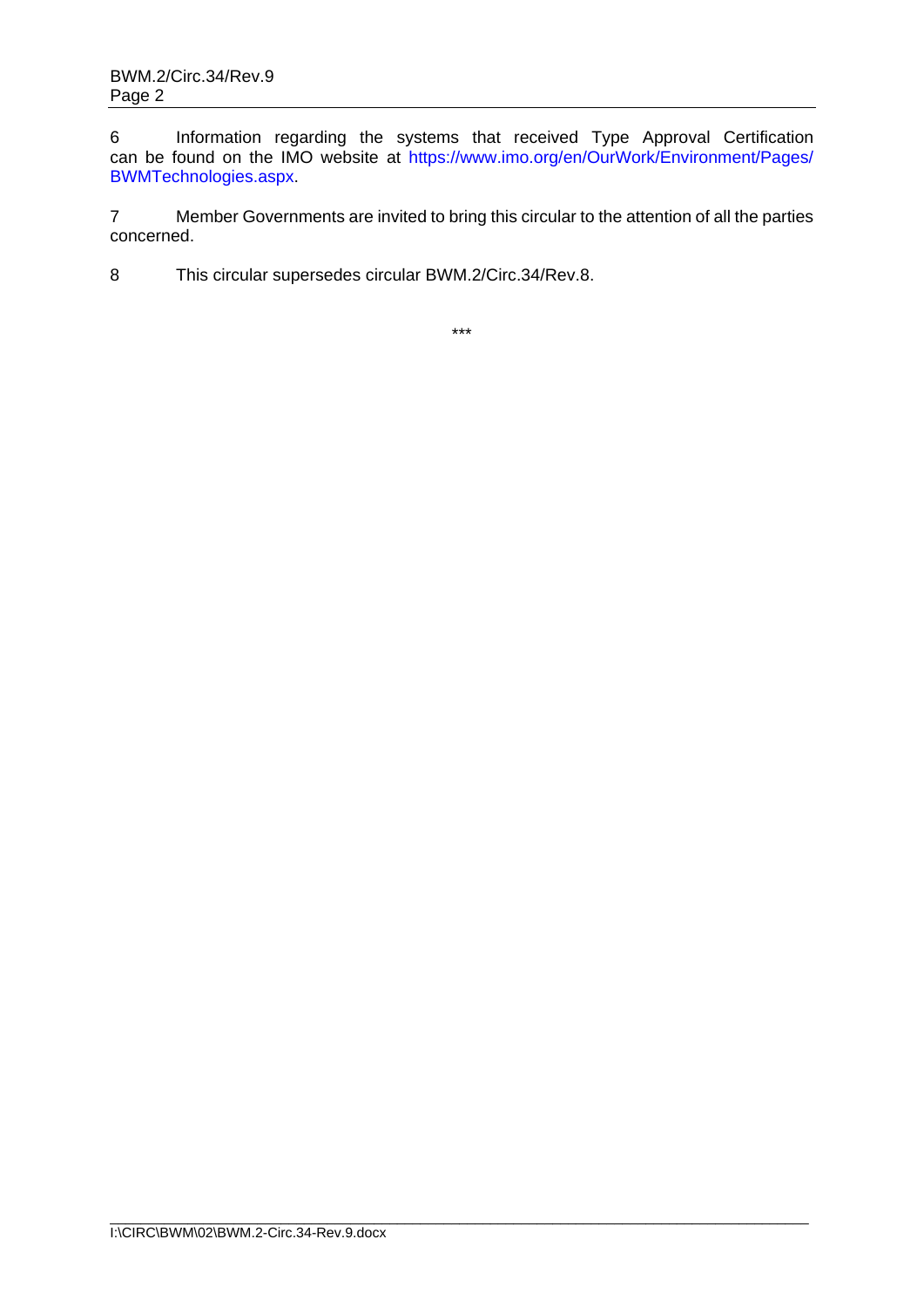6 Information regarding the systems that received Type Approval Certification can be found on the IMO website at https://www.imo.org/en/OurWork/Environment/Pages/BWMTechnologies.aspx.

7 Member Governments are invited to bring this circular to the attention of all the parties concerned.

8 This circular supersedes circular BWM.2/Circ.34/Rev.8.

***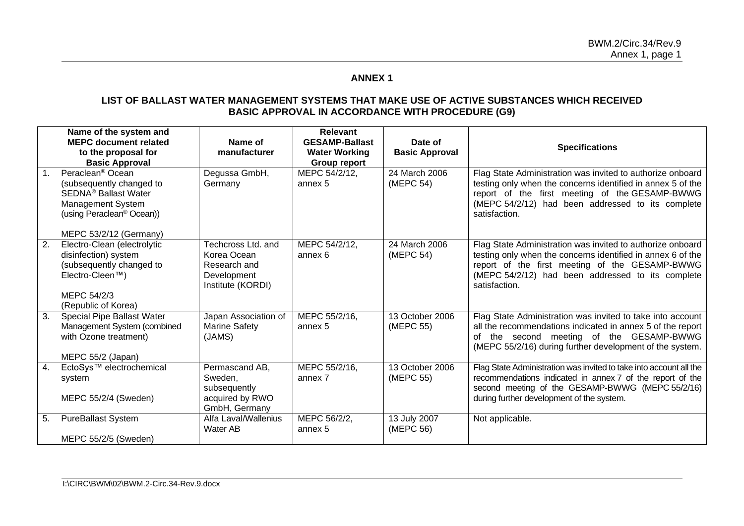## ANNEX 1

### LIST OF BALLAST WATER MANAGEMENT SYSTEMS THAT MAKE USE OF ACTIVE SUBSTANCES WHICH RECEIVED BASIC APPROVAL IN ACCORDANCE WITH PROCEDURE (G9)

| | Name of the system and MEPC document related to the proposal for Basic Approval | Name of manufacturer | Relevant GESAMP-Ballast Water Working Group report | Date of Basic Approval | Specifications |
|---|---|---|---|---|---|
| 1. | Peraclean® Ocean (subsequently changed to SEDNA® Ballast Water Management System (using Peraclean® Ocean))<br><br>MEPC 53/2/12 (Germany) | Degussa GmbH, Germany | MEPC 54/2/12, annex 5 | 24 March 2006 (MEPC 54) | Flag State Administration was invited to authorize onboard testing only when the concerns identified in annex 5 of the report of the first meeting of the GESAMP-BWWG (MEPC 54/2/12) had been addressed to its complete satisfaction. |
| 2. | Electro-Clean (electrolytic disinfection) system (subsequently changed to Electro-Cleen™)<br><br>MEPC 54/2/3 (Republic of Korea) | Techcross Ltd. and Korea Ocean Research and Development Institute (KORDI) | MEPC 54/2/12, annex 6 | 24 March 2006 (MEPC 54) | Flag State Administration was invited to authorize onboard testing only when the concerns identified in annex 6 of the report of the first meeting of the GESAMP-BWWG (MEPC 54/2/12) had been addressed to its complete satisfaction. |
| 3. | Special Pipe Ballast Water Management System (combined with Ozone treatment)<br><br>MEPC 55/2 (Japan) | Japan Association of Marine Safety (JAMS) | MEPC 55/2/16, annex 5 | 13 October 2006 (MEPC 55) | Flag State Administration was invited to take into account all the recommendations indicated in annex 5 of the report of the second meeting of the GESAMP-BWWG (MEPC 55/2/16) during further development of the system. |
| 4. | EctoSys™ electrochemical system<br><br>MEPC 55/2/4 (Sweden) | Permascand AB, Sweden, subsequently acquired by RWO GmbH, Germany | MEPC 55/2/16, annex 7 | 13 October 2006 (MEPC 55) | Flag State Administration was invited to take into account all the recommendations indicated in annex 7 of the report of the second meeting of the GESAMP-BWWG (MEPC 55/2/16) during further development of the system. |
| 5. | PureBallast System<br><br>MEPC 55/2/5 (Sweden) | Alfa Laval/Wallenius Water AB | MEPC 56/2/2, annex 5 | 13 July 2007 (MEPC 56) | Not applicable. |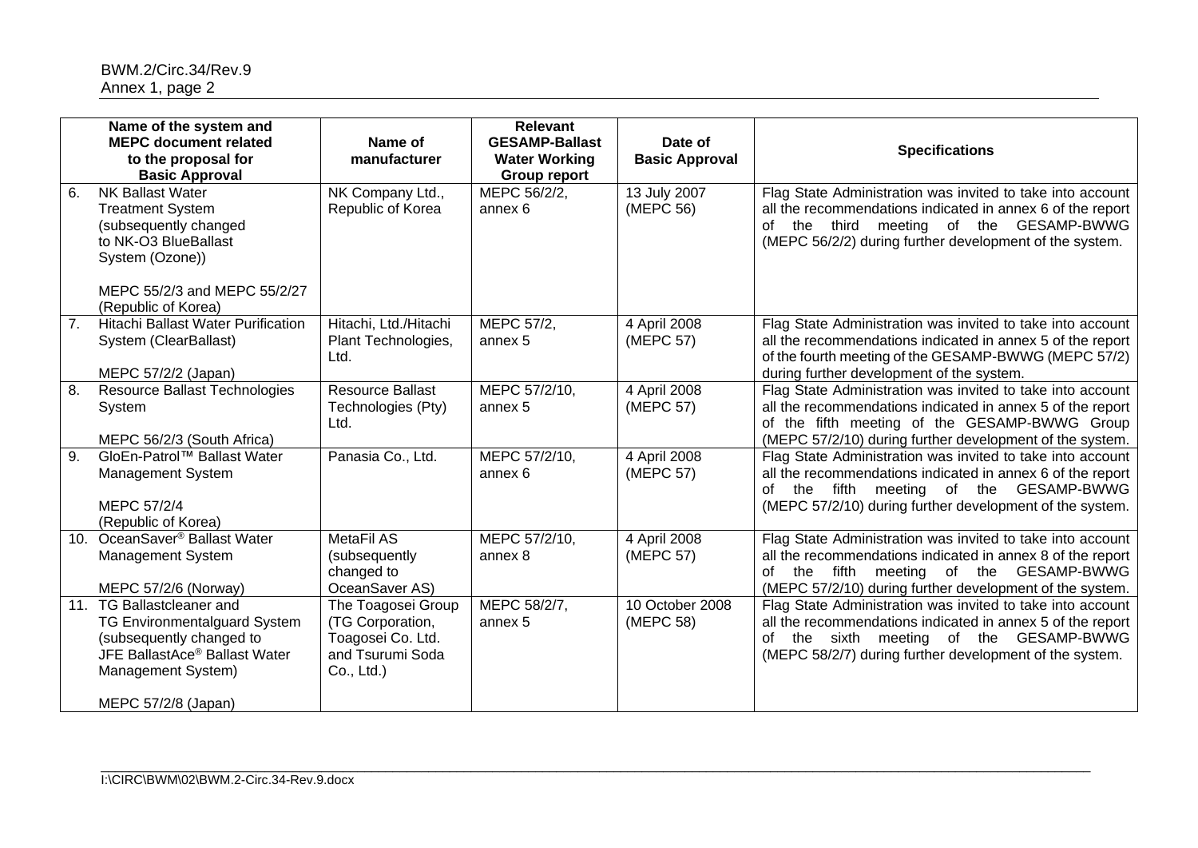| | Name of the system and MEPC document related to the proposal for Basic Approval | Name of manufacturer | Relevant GESAMP-Ballast Water Working Group report | Date of Basic Approval | Specifications |
|---|---|---|---|---|---|
| 6. | NK Ballast Water Treatment System (subsequently changed to NK-O3 BlueBallast System (Ozone))<br><br>MEPC 55/2/3 and MEPC 55/2/27 (Republic of Korea) | NK Company Ltd., Republic of Korea | MEPC 56/2/2, annex 6 | 13 July 2007 (MEPC 56) | Flag State Administration was invited to take into account all the recommendations indicated in annex 6 of the report of the third meeting of the GESAMP-BWWG (MEPC 56/2/2) during further development of the system. |
| 7. | Hitachi Ballast Water Purification System (ClearBallast)<br><br>MEPC 57/2/2 (Japan) | Hitachi, Ltd./Hitachi Plant Technologies, Ltd. | MEPC 57/2, annex 5 | 4 April 2008 (MEPC 57) | Flag State Administration was invited to take into account all the recommendations indicated in annex 5 of the report of the fourth meeting of the GESAMP-BWWG (MEPC 57/2) during further development of the system. |
| 8. | Resource Ballast Technologies System<br><br>MEPC 56/2/3 (South Africa) | Resource Ballast Technologies (Pty) Ltd. | MEPC 57/2/10, annex 5 | 4 April 2008 (MEPC 57) | Flag State Administration was invited to take into account all the recommendations indicated in annex 5 of the report of the fifth meeting of the GESAMP-BWWG Group (MEPC 57/2/10) during further development of the system. |
| 9. | GloEn-Patrol™ Ballast Water Management System<br><br>MEPC 57/2/4 (Republic of Korea) | Panasia Co., Ltd. | MEPC 57/2/10, annex 6 | 4 April 2008 (MEPC 57) | Flag State Administration was invited to take into account all the recommendations indicated in annex 6 of the report of the fifth meeting of the GESAMP-BWWG (MEPC 57/2/10) during further development of the system. |
| 10. | OceanSaver® Ballast Water Management System<br><br>MEPC 57/2/6 (Norway) | MetaFil AS (subsequently changed to OceanSaver AS) | MEPC 57/2/10, annex 8 | 4 April 2008 (MEPC 57) | Flag State Administration was invited to take into account all the recommendations indicated in annex 8 of the report of the fifth meeting of the GESAMP-BWWG (MEPC 57/2/10) during further development of the system. |
| 11. | TG Ballastcleaner and TG Environmentalguard System (subsequently changed to JFE BallastAce® Ballast Water Management System)<br><br>MEPC 57/2/8 (Japan) | The Toagosei Group (TG Corporation, Toagosei Co. Ltd. and Tsurumi Soda Co., Ltd.) | MEPC 58/2/7, annex 5 | 10 October 2008 (MEPC 58) | Flag State Administration was invited to take into account all the recommendations indicated in annex 5 of the report of the sixth meeting of the GESAMP-BWWG (MEPC 58/2/7) during further development of the system. |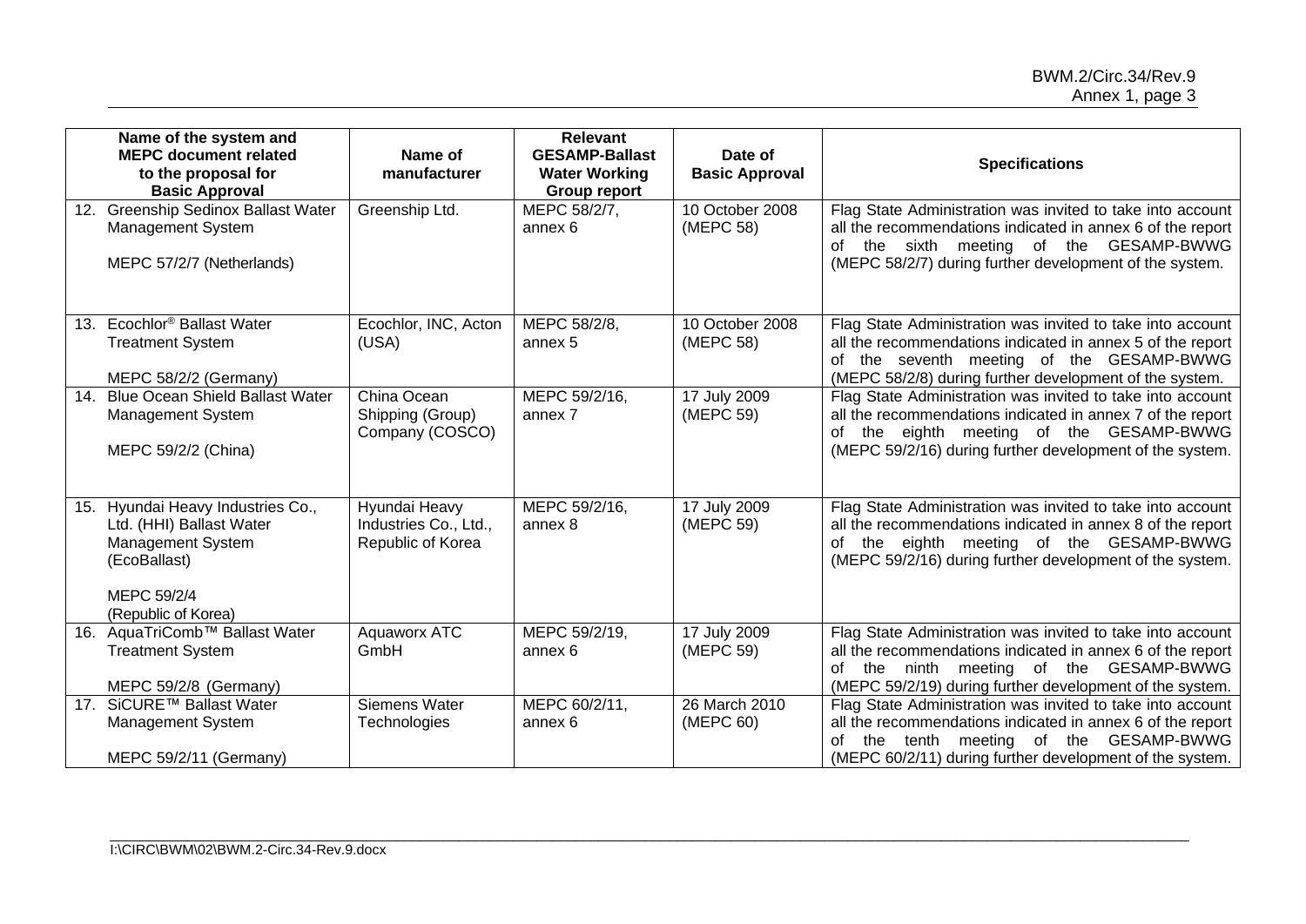| Name of the system and MEPC document related to the proposal for Basic Approval | Name of manufacturer | Relevant GESAMP-Ballast Water Working Group report | Date of Basic Approval | Specifications |
|---|---|---|---|---|
| 12. Greenship Sedinox Ballast Water Management System<br><br>MEPC 57/2/7 (Netherlands) | Greenship Ltd. | MEPC 58/2/7, annex 6 | 10 October 2008 (MEPC 58) | Flag State Administration was invited to take into account all the recommendations indicated in annex 6 of the report of the sixth meeting of the GESAMP-BWWG (MEPC 58/2/7) during further development of the system. |
| 13. Ecochlor® Ballast Water Treatment System<br><br>MEPC 58/2/2 (Germany) | Ecochlor, INC, Acton (USA) | MEPC 58/2/8, annex 5 | 10 October 2008 (MEPC 58) | Flag State Administration was invited to take into account all the recommendations indicated in annex 5 of the report of the seventh meeting of the GESAMP-BWWG (MEPC 58/2/8) during further development of the system. |
| 14. Blue Ocean Shield Ballast Water Management System<br><br>MEPC 59/2/2 (China) | China Ocean Shipping (Group) Company (COSCO) | MEPC 59/2/16, annex 7 | 17 July 2009 (MEPC 59) | Flag State Administration was invited to take into account all the recommendations indicated in annex 7 of the report of the eighth meeting of the GESAMP-BWWG (MEPC 59/2/16) during further development of the system. |
| 15. Hyundai Heavy Industries Co., Ltd. (HHI) Ballast Water Management System (EcoBallast)<br><br>MEPC 59/2/4 (Republic of Korea) | Hyundai Heavy Industries Co., Ltd., Republic of Korea | MEPC 59/2/16, annex 8 | 17 July 2009 (MEPC 59) | Flag State Administration was invited to take into account all the recommendations indicated in annex 8 of the report of the eighth meeting of the GESAMP-BWWG (MEPC 59/2/16) during further development of the system. |
| 16. AquaTriComb™ Ballast Water Treatment System<br><br>MEPC 59/2/8 (Germany) | Aquaworx ATC GmbH | MEPC 59/2/19, annex 6 | 17 July 2009 (MEPC 59) | Flag State Administration was invited to take into account all the recommendations indicated in annex 6 of the report of the ninth meeting of the GESAMP-BWWG (MEPC 59/2/19) during further development of the system. |
| 17. SiCURE™ Ballast Water Management System<br><br>MEPC 59/2/11 (Germany) | Siemens Water Technologies | MEPC 60/2/11, annex 6 | 26 March 2010 (MEPC 60) | Flag State Administration was invited to take into account all the recommendations indicated in annex 6 of the report of the tenth meeting of the GESAMP-BWWG (MEPC 60/2/11) during further development of the system. |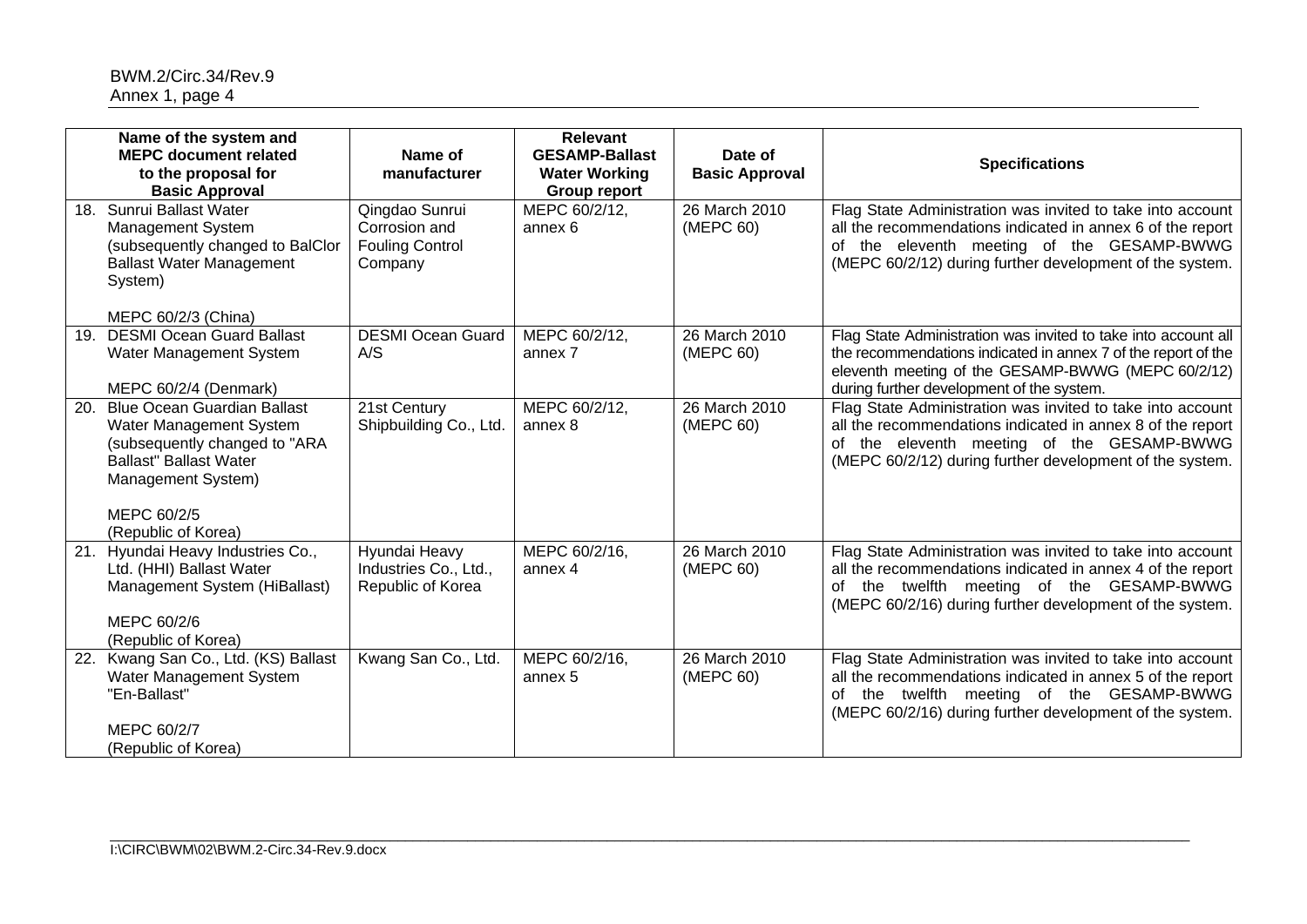| Name of the system and MEPC document related to the proposal for Basic Approval | Name of manufacturer | Relevant GESAMP-Ballast Water Working Group report | Date of Basic Approval | Specifications |
|---|---|---|---|---|
| 18. Sunrui Ballast Water Management System (subsequently changed to BalClor Ballast Water Management System)<br><br>MEPC 60/2/3 (China) | Qingdao Sunrui Corrosion and Fouling Control Company | MEPC 60/2/12, annex 6 | 26 March 2010 (MEPC 60) | Flag State Administration was invited to take into account all the recommendations indicated in annex 6 of the report of the eleventh meeting of the GESAMP-BWWG (MEPC 60/2/12) during further development of the system. |
| 19. DESMI Ocean Guard Ballast Water Management System<br><br>MEPC 60/2/4 (Denmark) | DESMI Ocean Guard A/S | MEPC 60/2/12, annex 7 | 26 March 2010 (MEPC 60) | Flag State Administration was invited to take into account all the recommendations indicated in annex 7 of the report of the eleventh meeting of the GESAMP-BWWG (MEPC 60/2/12) during further development of the system. |
| 20. Blue Ocean Guardian Ballast Water Management System (subsequently changed to "ARA Ballast" Ballast Water Management System)<br><br>MEPC 60/2/5 (Republic of Korea) | 21st Century Shipbuilding Co., Ltd. | MEPC 60/2/12, annex 8 | 26 March 2010 (MEPC 60) | Flag State Administration was invited to take into account all the recommendations indicated in annex 8 of the report of the eleventh meeting of the GESAMP-BWWG (MEPC 60/2/12) during further development of the system. |
| 21. Hyundai Heavy Industries Co., Ltd. (HHI) Ballast Water Management System (HiBallast)<br><br>MEPC 60/2/6 (Republic of Korea) | Hyundai Heavy Industries Co., Ltd., Republic of Korea | MEPC 60/2/16, annex 4 | 26 March 2010 (MEPC 60) | Flag State Administration was invited to take into account all the recommendations indicated in annex 4 of the report of the twelfth meeting of the GESAMP-BWWG (MEPC 60/2/16) during further development of the system. |
| 22. Kwang San Co., Ltd. (KS) Ballast Water Management System "En-Ballast"<br><br>MEPC 60/2/7 (Republic of Korea) | Kwang San Co., Ltd. | MEPC 60/2/16, annex 5 | 26 March 2010 (MEPC 60) | Flag State Administration was invited to take into account all the recommendations indicated in annex 5 of the report of the twelfth meeting of the GESAMP-BWWG (MEPC 60/2/16) during further development of the system. |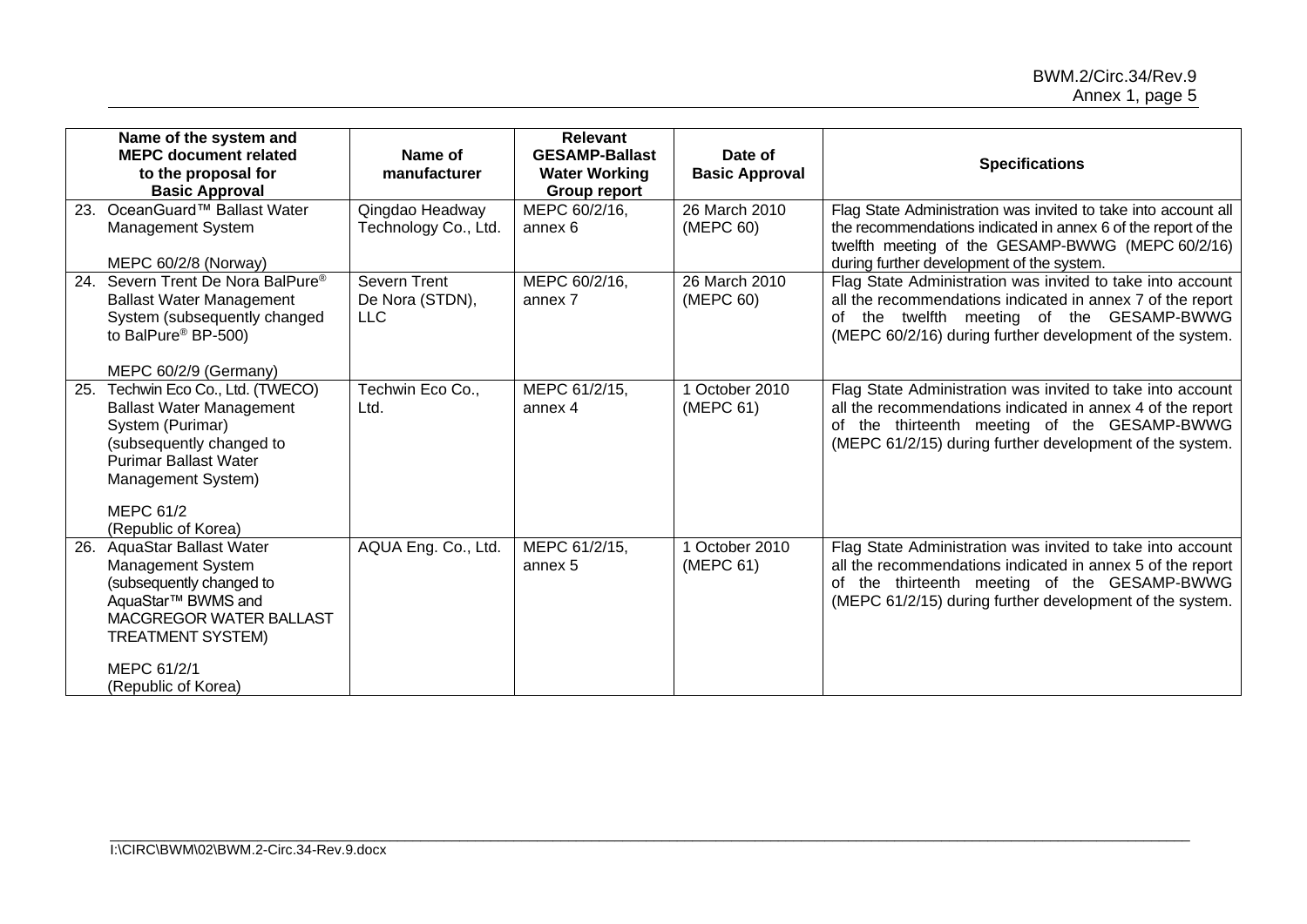| Name of the system and MEPC document related to the proposal for Basic Approval | Name of manufacturer | Relevant GESAMP-Ballast Water Working Group report | Date of Basic Approval | Specifications |
|---|---|---|---|---|
| 23. OceanGuard™ Ballast Water Management System<br><br>MEPC 60/2/8 (Norway) | Qingdao Headway Technology Co., Ltd. | MEPC 60/2/16, annex 6 | 26 March 2010 (MEPC 60) | Flag State Administration was invited to take into account all the recommendations indicated in annex 6 of the report of the twelfth meeting of the GESAMP-BWWG (MEPC 60/2/16) during further development of the system. |
| 24. Severn Trent De Nora BalPure® Ballast Water Management System (subsequently changed to BalPure® BP-500)<br><br>MEPC 60/2/9 (Germany) | Severn Trent De Nora (STDN), LLC | MEPC 60/2/16, annex 7 | 26 March 2010 (MEPC 60) | Flag State Administration was invited to take into account all the recommendations indicated in annex 7 of the report of the twelfth meeting of the GESAMP-BWWG (MEPC 60/2/16) during further development of the system. |
| 25. Techwin Eco Co., Ltd. (TWECO) Ballast Water Management System (Purimar) (subsequently changed to Purimar Ballast Water Management System)<br><br>MEPC 61/2 (Republic of Korea) | Techwin Eco Co., Ltd. | MEPC 61/2/15, annex 4 | 1 October 2010 (MEPC 61) | Flag State Administration was invited to take into account all the recommendations indicated in annex 4 of the report of the thirteenth meeting of the GESAMP-BWWG (MEPC 61/2/15) during further development of the system. |
| 26. AquaStar Ballast Water Management System (subsequently changed to AquaStar™ BWMS and MACGREGOR WATER BALLAST TREATMENT SYSTEM)<br><br>MEPC 61/2/1 (Republic of Korea) | AQUA Eng. Co., Ltd. | MEPC 61/2/15, annex 5 | 1 October 2010 (MEPC 61) | Flag State Administration was invited to take into account all the recommendations indicated in annex 5 of the report of the thirteenth meeting of the GESAMP-BWWG (MEPC 61/2/15) during further development of the system. |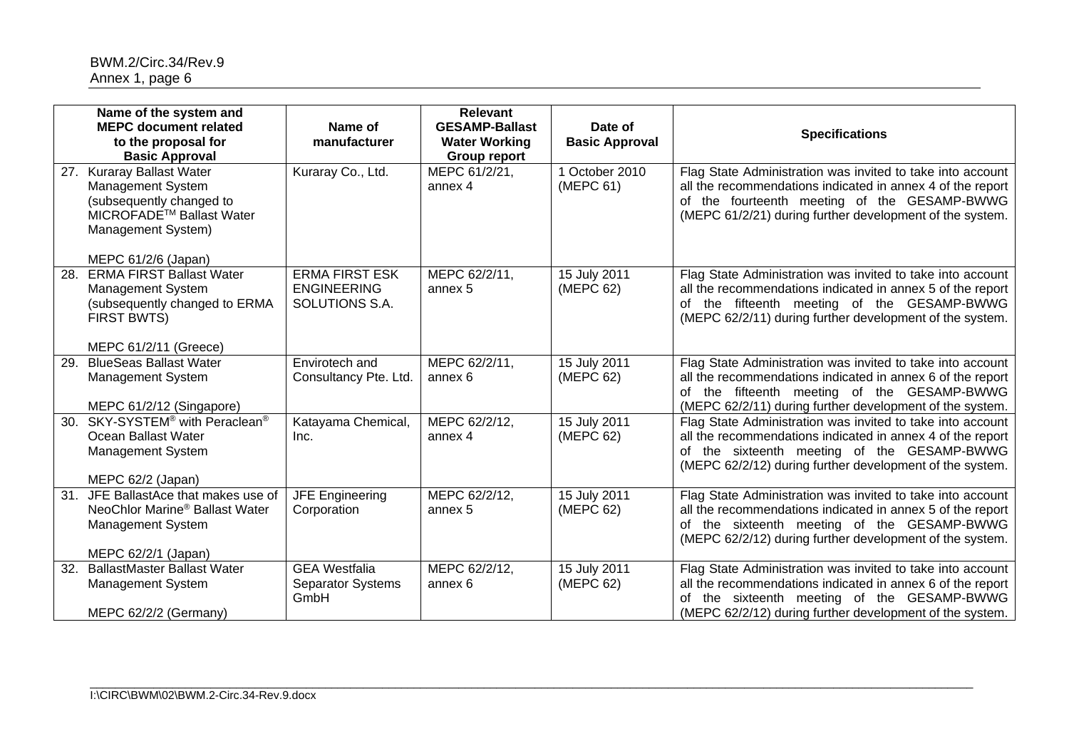| Name of the system and MEPC document related to the proposal for Basic Approval | Name of manufacturer | Relevant GESAMP-Ballast Water Working Group report | Date of Basic Approval | Specifications |
|---|---|---|---|---|
| 27. Kuraray Ballast Water Management System (subsequently changed to MICROFADE™ Ballast Water Management System)<br><br>MEPC 61/2/6 (Japan) | Kuraray Co., Ltd. | MEPC 61/2/21, annex 4 | 1 October 2010 (MEPC 61) | Flag State Administration was invited to take into account all the recommendations indicated in annex 4 of the report of the fourteenth meeting of the GESAMP-BWWG (MEPC 61/2/21) during further development of the system. |
| 28. ERMA FIRST Ballast Water Management System (subsequently changed to ERMA FIRST BWTS)<br><br>MEPC 61/2/11 (Greece) | ERMA FIRST ESK ENGINEERING SOLUTIONS S.A. | MEPC 62/2/11, annex 5 | 15 July 2011 (MEPC 62) | Flag State Administration was invited to take into account all the recommendations indicated in annex 5 of the report of the fifteenth meeting of the GESAMP-BWWG (MEPC 62/2/11) during further development of the system. |
| 29. BlueSeas Ballast Water Management System<br><br>MEPC 61/2/12 (Singapore) | Envirotech and Consultancy Pte. Ltd. | MEPC 62/2/11, annex 6 | 15 July 2011 (MEPC 62) | Flag State Administration was invited to take into account all the recommendations indicated in annex 6 of the report of the fifteenth meeting of the GESAMP-BWWG (MEPC 62/2/11) during further development of the system. |
| 30. SKY-SYSTEM® with Peraclean® Ocean Ballast Water Management System<br><br>MEPC 62/2 (Japan) | Katayama Chemical, Inc. | MEPC 62/2/12, annex 4 | 15 July 2011 (MEPC 62) | Flag State Administration was invited to take into account all the recommendations indicated in annex 4 of the report of the sixteenth meeting of the GESAMP-BWWG (MEPC 62/2/12) during further development of the system. |
| 31. JFE BallastAce that makes use of NeoChlor Marine® Ballast Water Management System<br><br>MEPC 62/2/1 (Japan) | JFE Engineering Corporation | MEPC 62/2/12, annex 5 | 15 July 2011 (MEPC 62) | Flag State Administration was invited to take into account all the recommendations indicated in annex 5 of the report of the sixteenth meeting of the GESAMP-BWWG (MEPC 62/2/12) during further development of the system. |
| 32. BallastMaster Ballast Water Management System<br><br>MEPC 62/2/2 (Germany) | GEA Westfalia Separator Systems GmbH | MEPC 62/2/12, annex 6 | 15 July 2011 (MEPC 62) | Flag State Administration was invited to take into account all the recommendations indicated in annex 6 of the report of the sixteenth meeting of the GESAMP-BWWG (MEPC 62/2/12) during further development of the system. |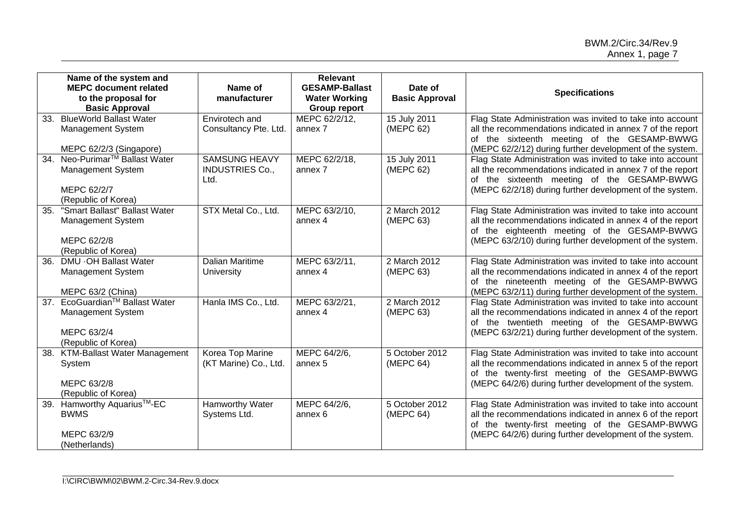| Name of the system and MEPC document related to the proposal for Basic Approval | Name of manufacturer | Relevant GESAMP-Ballast Water Working Group report | Date of Basic Approval | Specifications |
|---|---|---|---|---|
| 33. BlueWorld Ballast Water Management System<br><br>MEPC 62/2/3 (Singapore) | Envirotech and Consultancy Pte. Ltd. | MEPC 62/2/12, annex 7 | 15 July 2011 (MEPC 62) | Flag State Administration was invited to take into account all the recommendations indicated in annex 7 of the report of the sixteenth meeting of the GESAMP-BWWG (MEPC 62/2/12) during further development of the system. |
| 34. Neo-PurimarTM Ballast Water Management System<br><br>MEPC 62/2/7 (Republic of Korea) | SAMSUNG HEAVY INDUSTRIES Co., Ltd. | MEPC 62/2/18, annex 7 | 15 July 2011 (MEPC 62) | Flag State Administration was invited to take into account all the recommendations indicated in annex 7 of the report of the sixteenth meeting of the GESAMP-BWWG (MEPC 62/2/18) during further development of the system. |
| 35. "Smart Ballast" Ballast Water Management System<br><br>MEPC 62/2/8 (Republic of Korea) | STX Metal Co., Ltd. | MEPC 63/2/10, annex 4 | 2 March 2012 (MEPC 63) | Flag State Administration was invited to take into account all the recommendations indicated in annex 4 of the report of the eighteenth meeting of the GESAMP-BWWG (MEPC 63/2/10) during further development of the system. |
| 36. DMU ·OH Ballast Water Management System<br><br>MEPC 63/2 (China) | Dalian Maritime University | MEPC 63/2/11, annex 4 | 2 March 2012 (MEPC 63) | Flag State Administration was invited to take into account all the recommendations indicated in annex 4 of the report of the nineteenth meeting of the GESAMP-BWWG (MEPC 63/2/11) during further development of the system. |
| 37. EcoGuardianTM Ballast Water Management System<br><br>MEPC 63/2/4 (Republic of Korea) | Hanla IMS Co., Ltd. | MEPC 63/2/21, annex 4 | 2 March 2012 (MEPC 63) | Flag State Administration was invited to take into account all the recommendations indicated in annex 4 of the report of the twentieth meeting of the GESAMP-BWWG (MEPC 63/2/21) during further development of the system. |
| 38. KTM-Ballast Water Management System<br><br>MEPC 63/2/8 (Republic of Korea) | Korea Top Marine (KT Marine) Co., Ltd. | MEPC 64/2/6, annex 5 | 5 October 2012 (MEPC 64) | Flag State Administration was invited to take into account all the recommendations indicated in annex 5 of the report of the twenty-first meeting of the GESAMP-BWWG (MEPC 64/2/6) during further development of the system. |
| 39. Hamworthy AquariusTM-EC BWMS<br><br>MEPC 63/2/9 (Netherlands) | Hamworthy Water Systems Ltd. | MEPC 64/2/6, annex 6 | 5 October 2012 (MEPC 64) | Flag State Administration was invited to take into account all the recommendations indicated in annex 6 of the report of the twenty-first meeting of the GESAMP-BWWG (MEPC 64/2/6) during further development of the system. |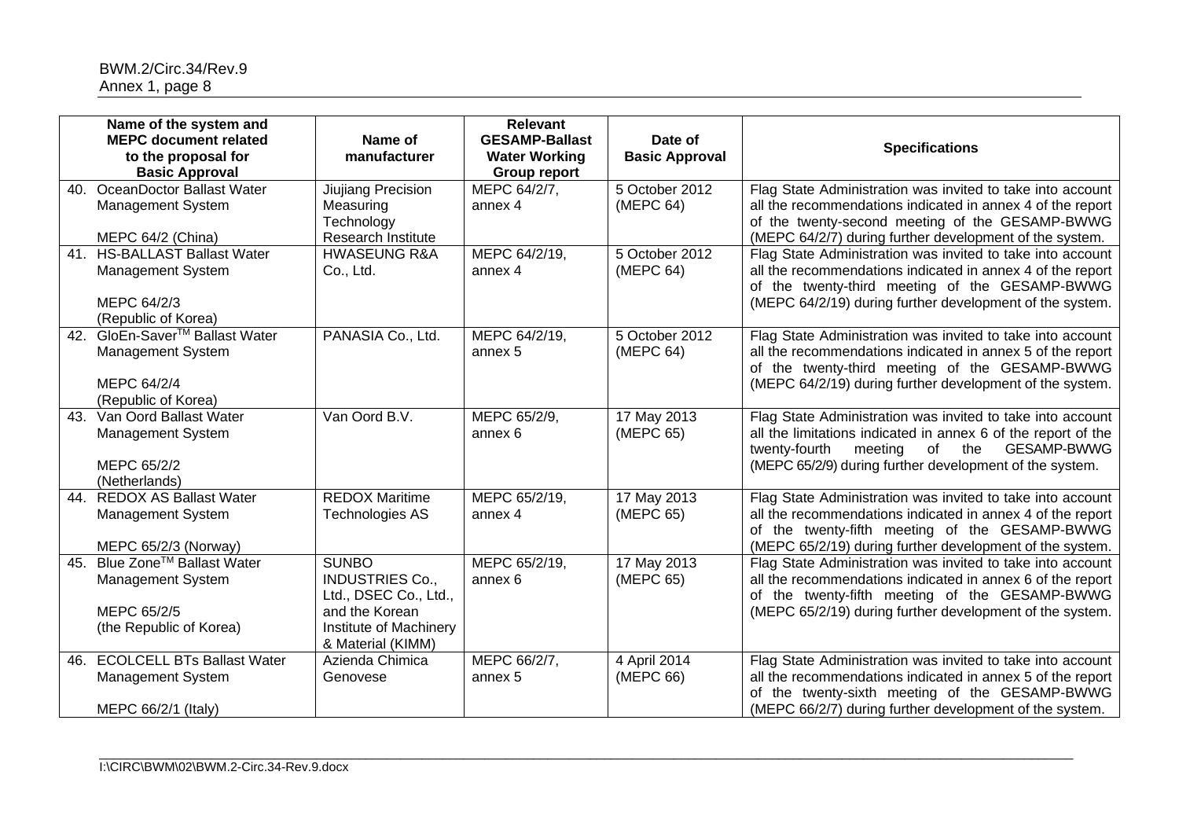| Name of the system and MEPC document related to the proposal for Basic Approval | Name of manufacturer | Relevant GESAMP-Ballast Water Working Group report | Date of Basic Approval | Specifications |
|---|---|---|---|---|
| 40. OceanDoctor Ballast Water Management System<br><br>MEPC 64/2 (China) | Jiujiang Precision Measuring Technology Research Institute | MEPC 64/2/7, annex 4 | 5 October 2012 (MEPC 64) | Flag State Administration was invited to take into account all the recommendations indicated in annex 4 of the report of the twenty-second meeting of the GESAMP-BWWG (MEPC 64/2/7) during further development of the system. |
| 41. HS-BALLAST Ballast Water Management System<br><br>MEPC 64/2/3 (Republic of Korea) | HWASEUNG R&A Co., Ltd. | MEPC 64/2/19, annex 4 | 5 October 2012 (MEPC 64) | Flag State Administration was invited to take into account all the recommendations indicated in annex 4 of the report of the twenty-third meeting of the GESAMP-BWWG (MEPC 64/2/19) during further development of the system. |
| 42. GloEn-Saver™ Ballast Water Management System<br><br>MEPC 64/2/4 (Republic of Korea) | PANASIA Co., Ltd. | MEPC 64/2/19, annex 5 | 5 October 2012 (MEPC 64) | Flag State Administration was invited to take into account all the recommendations indicated in annex 5 of the report of the twenty-third meeting of the GESAMP-BWWG (MEPC 64/2/19) during further development of the system. |
| 43. Van Oord Ballast Water Management System<br><br>MEPC 65/2/2 (Netherlands) | Van Oord B.V. | MEPC 65/2/9, annex 6 | 17 May 2013 (MEPC 65) | Flag State Administration was invited to take into account all the limitations indicated in annex 6 of the report of the twenty-fourth meeting of the GESAMP-BWWG (MEPC 65/2/9) during further development of the system. |
| 44. REDOX AS Ballast Water Management System<br><br>MEPC 65/2/3 (Norway) | REDOX Maritime Technologies AS | MEPC 65/2/19, annex 4 | 17 May 2013 (MEPC 65) | Flag State Administration was invited to take into account all the recommendations indicated in annex 4 of the report of the twenty-fifth meeting of the GESAMP-BWWG (MEPC 65/2/19) during further development of the system. |
| 45. Blue Zone™ Ballast Water Management System<br><br>MEPC 65/2/5 (the Republic of Korea) | SUNBO INDUSTRIES Co., Ltd., DSEC Co., Ltd., and the Korean Institute of Machinery & Material (KIMM) | MEPC 65/2/19, annex 6 | 17 May 2013 (MEPC 65) | Flag State Administration was invited to take into account all the recommendations indicated in annex 6 of the report of the twenty-fifth meeting of the GESAMP-BWWG (MEPC 65/2/19) during further development of the system. |
| 46. ECOLCELL BTs Ballast Water Management System<br><br>MEPC 66/2/1 (Italy) | Azienda Chimica Genovese | MEPC 66/2/7, annex 5 | 4 April 2014 (MEPC 66) | Flag State Administration was invited to take into account all the recommendations indicated in annex 5 of the report of the twenty-sixth meeting of the GESAMP-BWWG (MEPC 66/2/7) during further development of the system. |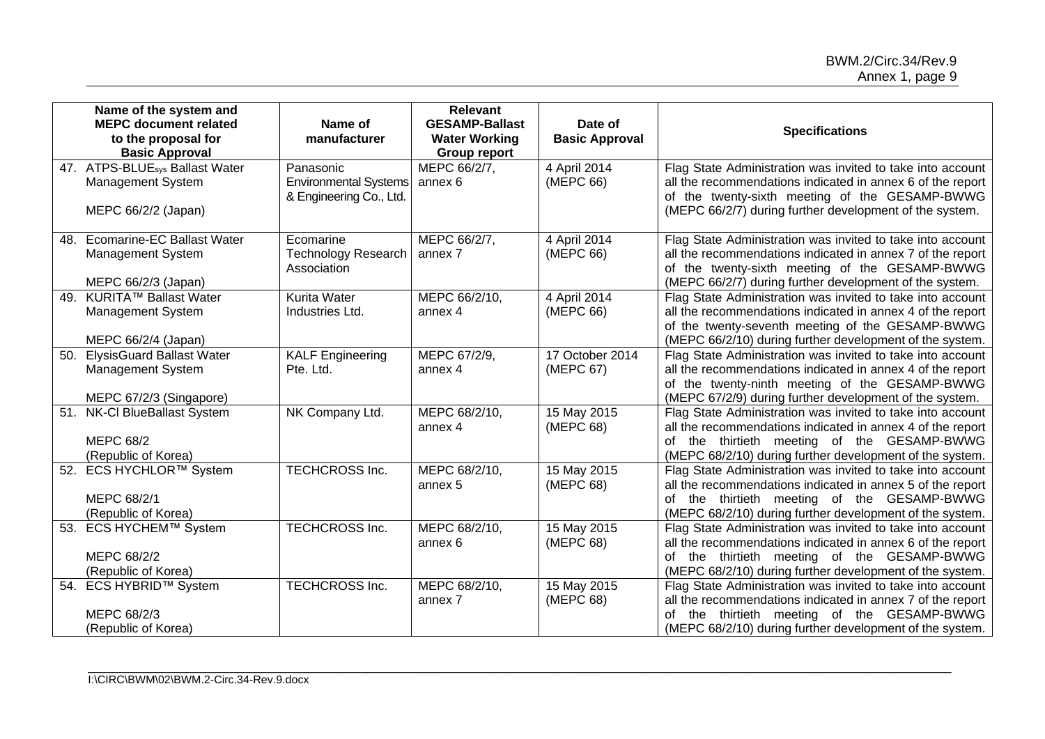| Name of the system and MEPC document related to the proposal for Basic Approval | Name of manufacturer | Relevant GESAMP-Ballast Water Working Group report | Date of Basic Approval | Specifications |
|---|---|---|---|---|
| 47. ATPS-BLUE$_{sys}$ Ballast Water Management System<br><br>MEPC 66/2/2 (Japan) | Panasonic Environmental Systems & Engineering Co., Ltd. | MEPC 66/2/7, annex 6 | 4 April 2014 (MEPC 66) | Flag State Administration was invited to take into account all the recommendations indicated in annex 6 of the report of the twenty-sixth meeting of the GESAMP-BWWG (MEPC 66/2/7) during further development of the system. |
| 48. Ecomarine-EC Ballast Water Management System<br><br>MEPC 66/2/3 (Japan) | Ecomarine Technology Research Association | MEPC 66/2/7, annex 7 | 4 April 2014 (MEPC 66) | Flag State Administration was invited to take into account all the recommendations indicated in annex 7 of the report of the twenty-sixth meeting of the GESAMP-BWWG (MEPC 66/2/7) during further development of the system. |
| 49. KURITA™ Ballast Water Management System<br><br>MEPC 66/2/4 (Japan) | Kurita Water Industries Ltd. | MEPC 66/2/10, annex 4 | 4 April 2014 (MEPC 66) | Flag State Administration was invited to take into account all the recommendations indicated in annex 4 of the report of the twenty-seventh meeting of the GESAMP-BWWG (MEPC 66/2/10) during further development of the system. |
| 50. ElysisGuard Ballast Water Management System<br><br>MEPC 67/2/3 (Singapore) | KALF Engineering Pte. Ltd. | MEPC 67/2/9, annex 4 | 17 October 2014 (MEPC 67) | Flag State Administration was invited to take into account all the recommendations indicated in annex 4 of the report of the twenty-ninth meeting of the GESAMP-BWWG (MEPC 67/2/9) during further development of the system. |
| 51. NK-Cl BlueBallast System<br><br>MEPC 68/2<br>(Republic of Korea) | NK Company Ltd. | MEPC 68/2/10, annex 4 | 15 May 2015 (MEPC 68) | Flag State Administration was invited to take into account all the recommendations indicated in annex 4 of the report of the thirtieth meeting of the GESAMP-BWWG (MEPC 68/2/10) during further development of the system. |
| 52. ECS HYCHLOR™ System<br><br>MEPC 68/2/1<br>(Republic of Korea) | TECHCROSS Inc. | MEPC 68/2/10, annex 5 | 15 May 2015 (MEPC 68) | Flag State Administration was invited to take into account all the recommendations indicated in annex 5 of the report of the thirtieth meeting of the GESAMP-BWWG (MEPC 68/2/10) during further development of the system. |
| 53. ECS HYCHEM™ System<br><br>MEPC 68/2/2<br>(Republic of Korea) | TECHCROSS Inc. | MEPC 68/2/10, annex 6 | 15 May 2015 (MEPC 68) | Flag State Administration was invited to take into account all the recommendations indicated in annex 6 of the report of the thirtieth meeting of the GESAMP-BWWG (MEPC 68/2/10) during further development of the system. |
| 54. ECS HYBRID™ System<br><br>MEPC 68/2/3<br>(Republic of Korea) | TECHCROSS Inc. | MEPC 68/2/10, annex 7 | 15 May 2015 (MEPC 68) | Flag State Administration was invited to take into account all the recommendations indicated in annex 7 of the report of the thirtieth meeting of the GESAMP-BWWG (MEPC 68/2/10) during further development of the system. |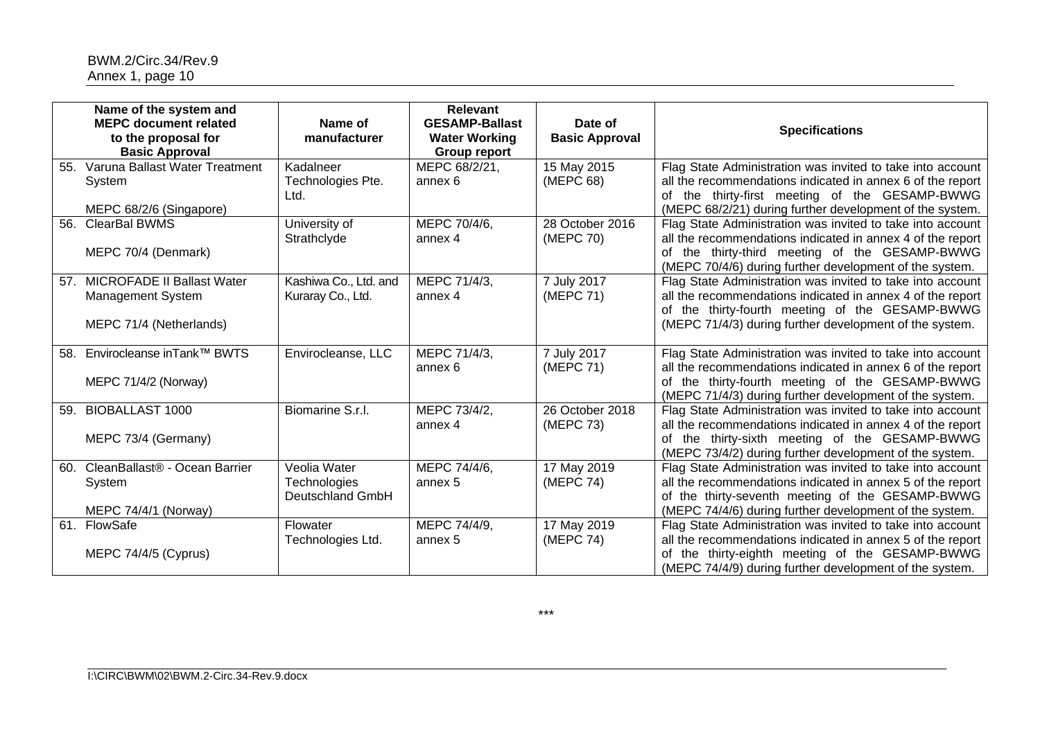| Name of the system and MEPC document related to the proposal for Basic Approval | Name of manufacturer | Relevant GESAMP-Ballast Water Working Group report | Date of Basic Approval | Specifications |
|---|---|---|---|---|
| 55. Varuna Ballast Water Treatment System<br><br>MEPC 68/2/6 (Singapore) | Kadalneer Technologies Pte. Ltd. | MEPC 68/2/21, annex 6 | 15 May 2015 (MEPC 68) | Flag State Administration was invited to take into account all the recommendations indicated in annex 6 of the report of the thirty-first meeting of the GESAMP-BWWG (MEPC 68/2/21) during further development of the system. |
| 56. ClearBal BWMS<br><br>MEPC 70/4 (Denmark) | University of Strathclyde | MEPC 70/4/6, annex 4 | 28 October 2016 (MEPC 70) | Flag State Administration was invited to take into account all the recommendations indicated in annex 4 of the report of the thirty-third meeting of the GESAMP-BWWG (MEPC 70/4/6) during further development of the system. |
| 57. MICROFADE II Ballast Water Management System<br><br>MEPC 71/4 (Netherlands) | Kashiwa Co., Ltd. and Kuraray Co., Ltd. | MEPC 71/4/3, annex 4 | 7 July 2017 (MEPC 71) | Flag State Administration was invited to take into account all the recommendations indicated in annex 4 of the report of the thirty-fourth meeting of the GESAMP-BWWG (MEPC 71/4/3) during further development of the system. |
| 58. Envirocleanse inTank™ BWTS<br><br>MEPC 71/4/2 (Norway) | Envirocleanse, LLC | MEPC 71/4/3, annex 6 | 7 July 2017 (MEPC 71) | Flag State Administration was invited to take into account all the recommendations indicated in annex 6 of the report of the thirty-fourth meeting of the GESAMP-BWWG (MEPC 71/4/3) during further development of the system. |
| 59. BIOBALLAST 1000<br><br>MEPC 73/4 (Germany) | Biomarine S.r.l. | MEPC 73/4/2, annex 4 | 26 October 2018 (MEPC 73) | Flag State Administration was invited to take into account all the recommendations indicated in annex 4 of the report of the thirty-sixth meeting of the GESAMP-BWWG (MEPC 73/4/2) during further development of the system. |
| 60. CleanBallast® - Ocean Barrier System<br><br>MEPC 74/4/1 (Norway) | Veolia Water Technologies Deutschland GmbH | MEPC 74/4/6, annex 5 | 17 May 2019 (MEPC 74) | Flag State Administration was invited to take into account all the recommendations indicated in annex 5 of the report of the thirty-seventh meeting of the GESAMP-BWWG (MEPC 74/4/6) during further development of the system. |
| 61. FlowSafe<br><br>MEPC 74/4/5 (Cyprus) | Flowater Technologies Ltd. | MEPC 74/4/9, annex 5 | 17 May 2019 (MEPC 74) | Flag State Administration was invited to take into account all the recommendations indicated in annex 5 of the report of the thirty-eighth meeting of the GESAMP-BWWG (MEPC 74/4/9) during further development of the system. |

***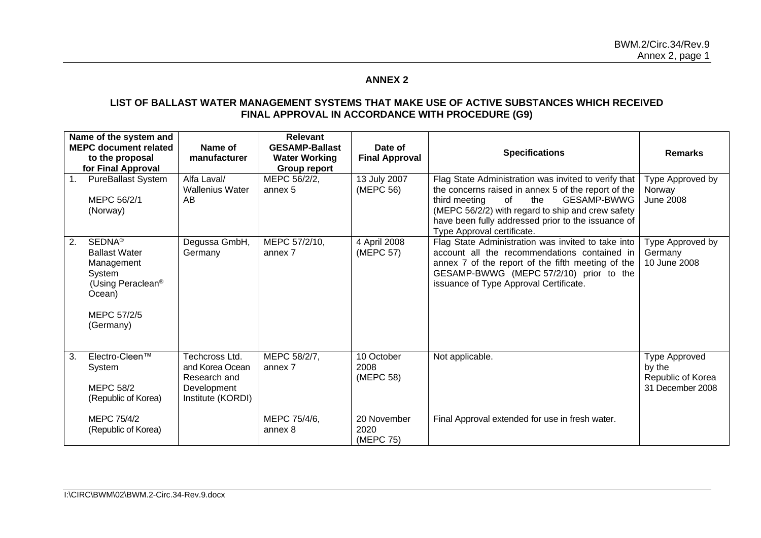## ANNEX 2

### LIST OF BALLAST WATER MANAGEMENT SYSTEMS THAT MAKE USE OF ACTIVE SUBSTANCES WHICH RECEIVED FINAL APPROVAL IN ACCORDANCE WITH PROCEDURE (G9)

| Name of the system and MEPC document related to the proposal for Final Approval | Name of manufacturer | Relevant GESAMP-Ballast Water Working Group report | Date of Final Approval | Specifications | Remarks |
|---|---|---|---|---|---|
| 1. PureBallast System<br><br>MEPC 56/2/1 (Norway) | Alfa Laval/ Wallenius Water AB | MEPC 56/2/2, annex 5 | 13 July 2007 (MEPC 56) | Flag State Administration was invited to verify that the concerns raised in annex 5 of the report of the third meeting of the GESAMP-BWWG (MEPC 56/2/2) with regard to ship and crew safety have been fully addressed prior to the issuance of Type Approval certificate. | Type Approved by Norway June 2008 |
| 2. SEDNA® Ballast Water Management System (Using Peraclean® Ocean)<br><br>MEPC 57/2/5 (Germany) | Degussa GmbH, Germany | MEPC 57/2/10, annex 7 | 4 April 2008 (MEPC 57) | Flag State Administration was invited to take into account all the recommendations contained in annex 7 of the report of the fifth meeting of the GESAMP-BWWG (MEPC 57/2/10) prior to the issuance of Type Approval Certificate. | Type Approved by Germany 10 June 2008 |
| 3. Electro-Cleen™ System<br><br>MEPC 58/2 (Republic of Korea) | Techcross Ltd. and Korea Ocean Research and Development Institute (KORDI) | MEPC 58/2/7, annex 7 | 10 October 2008 (MEPC 58) | Not applicable. | Type Approved by the Republic of Korea 31 December 2008 |
| MEPC 75/4/2 (Republic of Korea) | | MEPC 75/4/6, annex 8 | 20 November 2020 (MEPC 75) | Final Approval extended for use in fresh water. | |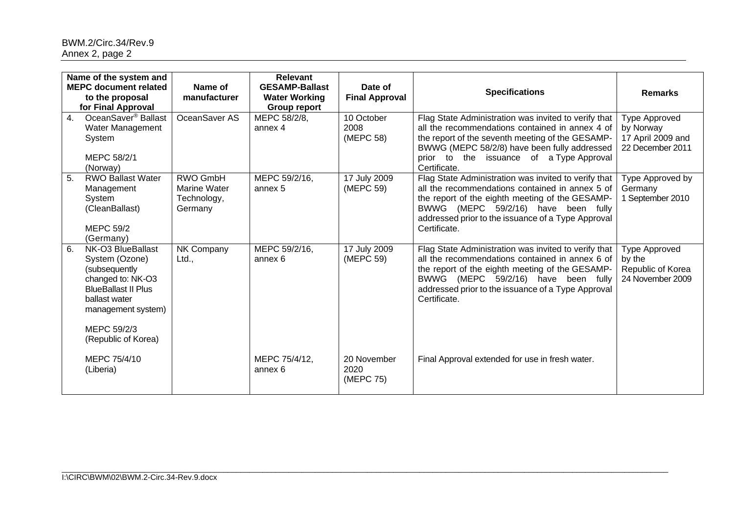| Name of the system and MEPC document related to the proposal for Final Approval | Name of manufacturer | Relevant GESAMP-Ballast Water Working Group report | Date of Final Approval | Specifications | Remarks |
|---|---|---|---|---|---|
| 4. OceanSaver® Ballast Water Management System<br><br>MEPC 58/2/1 (Norway) | OceanSaver AS | MEPC 58/2/8, annex 4 | 10 October 2008 (MEPC 58) | Flag State Administration was invited to verify that all the recommendations contained in annex 4 of the report of the seventh meeting of the GESAMP-BWWG (MEPC 58/2/8) have been fully addressed prior to the issuance of a Type Approval Certificate. | Type Approved by Norway 17 April 2009 and 22 December 2011 |
| 5. RWO Ballast Water Management System (CleanBallast)<br><br>MEPC 59/2 (Germany) | RWO GmbH Marine Water Technology, Germany | MEPC 59/2/16, annex 5 | 17 July 2009 (MEPC 59) | Flag State Administration was invited to verify that all the recommendations contained in annex 5 of the report of the eighth meeting of the GESAMP-BWWG (MEPC 59/2/16) have been fully addressed prior to the issuance of a Type Approval Certificate. | Type Approved by Germany 1 September 2010 |
| 6. NK-O3 BlueBallast System (Ozone) (subsequently changed to: NK-O3 BlueBallast II Plus ballast water management system)<br><br>MEPC 59/2/3 (Republic of Korea) | NK Company Ltd., | MEPC 59/2/16, annex 6 | 17 July 2009 (MEPC 59) | Flag State Administration was invited to verify that all the recommendations contained in annex 6 of the report of the eighth meeting of the GESAMP-BWWG (MEPC 59/2/16) have been fully addressed prior to the issuance of a Type Approval Certificate. | Type Approved by the Republic of Korea 24 November 2009 |
| MEPC 75/4/10 (Liberia) | | MEPC 75/4/12, annex 6 | 20 November 2020 (MEPC 75) | Final Approval extended for use in fresh water. | |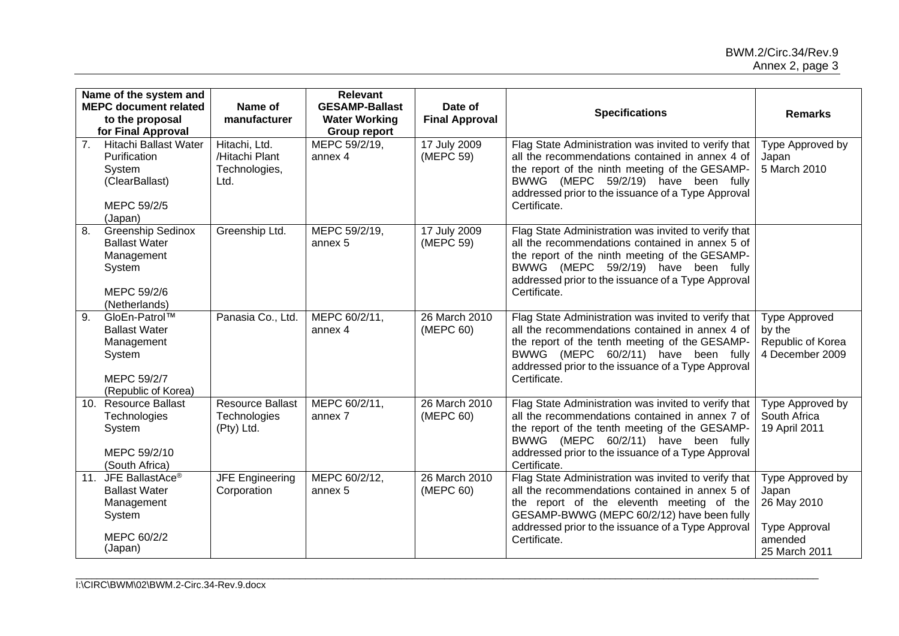| Name of the system and MEPC document related to the proposal for Final Approval | Name of manufacturer | Relevant GESAMP-Ballast Water Working Group report | Date of Final Approval | Specifications | Remarks |
|---|---|---|---|---|---|
| 7. Hitachi Ballast Water Purification System (ClearBallast)<br><br>MEPC 59/2/5 (Japan) | Hitachi, Ltd. /Hitachi Plant Technologies, Ltd. | MEPC 59/2/19, annex 4 | 17 July 2009 (MEPC 59) | Flag State Administration was invited to verify that all the recommendations contained in annex 4 of the report of the ninth meeting of the GESAMP-BWWG (MEPC 59/2/19) have been fully addressed prior to the issuance of a Type Approval Certificate. | Type Approved by Japan 5 March 2010 |
| 8. Greenship Sedinox Ballast Water Management System<br><br>MEPC 59/2/6 (Netherlands) | Greenship Ltd. | MEPC 59/2/19, annex 5 | 17 July 2009 (MEPC 59) | Flag State Administration was invited to verify that all the recommendations contained in annex 5 of the report of the ninth meeting of the GESAMP-BWWG (MEPC 59/2/19) have been fully addressed prior to the issuance of a Type Approval Certificate. | |
| 9. GloEn-Patrol™ Ballast Water Management System<br><br>MEPC 59/2/7 (Republic of Korea) | Panasia Co., Ltd. | MEPC 60/2/11, annex 4 | 26 March 2010 (MEPC 60) | Flag State Administration was invited to verify that all the recommendations contained in annex 4 of the report of the tenth meeting of the GESAMP-BWWG (MEPC 60/2/11) have been fully addressed prior to the issuance of a Type Approval Certificate. | Type Approved by the Republic of Korea 4 December 2009 |
| 10. Resource Ballast Technologies System<br><br>MEPC 59/2/10 (South Africa) | Resource Ballast Technologies (Pty) Ltd. | MEPC 60/2/11, annex 7 | 26 March 2010 (MEPC 60) | Flag State Administration was invited to verify that all the recommendations contained in annex 7 of the report of the tenth meeting of the GESAMP-BWWG (MEPC 60/2/11) have been fully addressed prior to the issuance of a Type Approval Certificate. | Type Approved by South Africa 19 April 2011 |
| 11. JFE BallastAce® Ballast Water Management System<br><br>MEPC 60/2/2 (Japan) | JFE Engineering Corporation | MEPC 60/2/12, annex 5 | 26 March 2010 (MEPC 60) | Flag State Administration was invited to verify that all the recommendations contained in annex 5 of the report of the eleventh meeting of the GESAMP-BWWG (MEPC 60/2/12) have been fully addressed prior to the issuance of a Type Approval Certificate. | Type Approved by Japan 26 May 2010<br><br>Type Approval amended 25 March 2011 |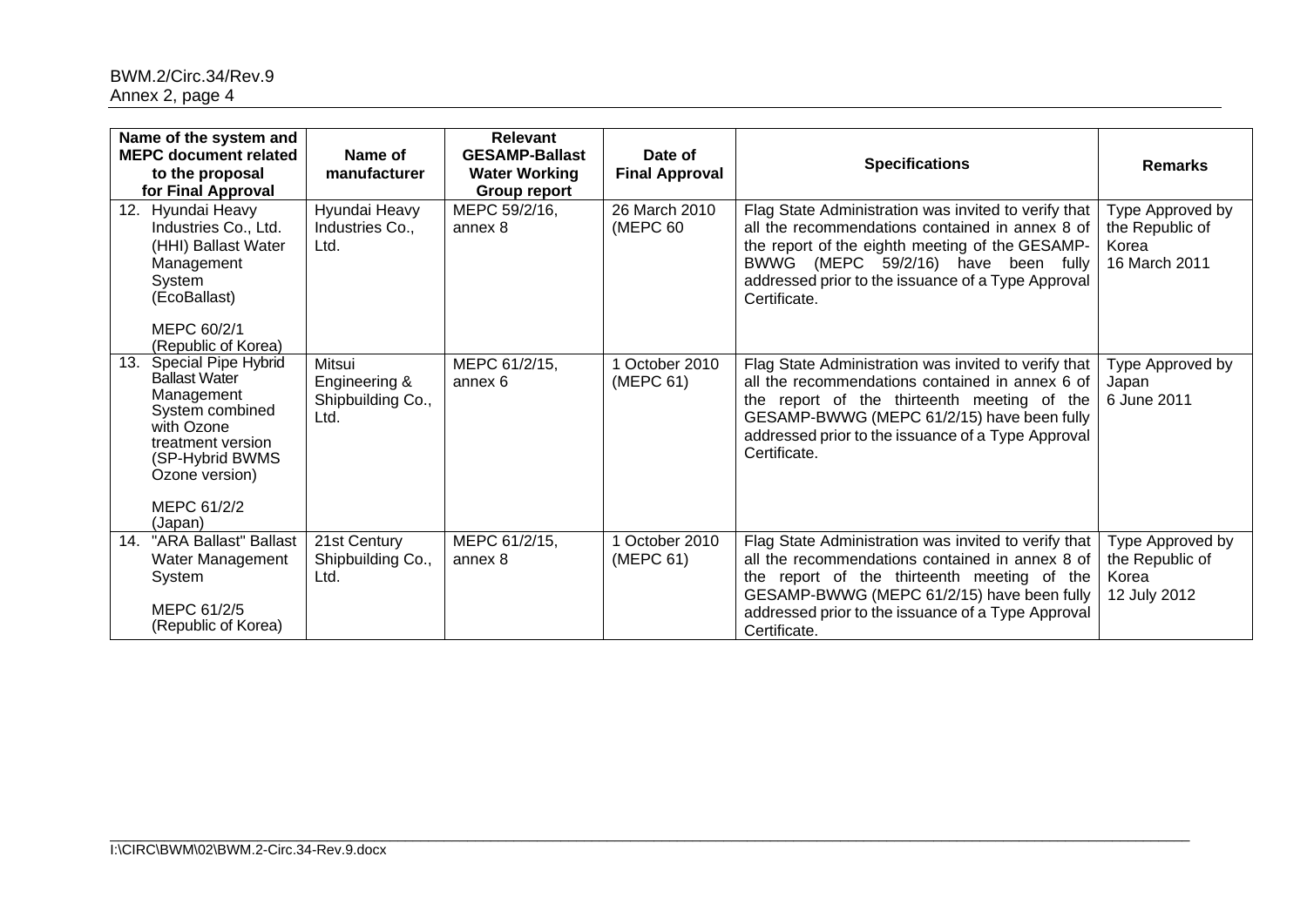| Name of the system and MEPC document related to the proposal for Final Approval | Name of manufacturer | Relevant GESAMP-Ballast Water Working Group report | Date of Final Approval | Specifications | Remarks |
|---|---|---|---|---|---|
| 12. Hyundai Heavy Industries Co., Ltd. (HHI) Ballast Water Management System (EcoBallast)<br><br>MEPC 60/2/1 (Republic of Korea) | Hyundai Heavy Industries Co., Ltd. | MEPC 59/2/16, annex 8 | 26 March 2010 (MEPC 60 | Flag State Administration was invited to verify that all the recommendations contained in annex 8 of the report of the eighth meeting of the GESAMP-BWWG (MEPC 59/2/16) have been fully addressed prior to the issuance of a Type Approval Certificate. | Type Approved by the Republic of Korea 16 March 2011 |
| 13. Special Pipe Hybrid Ballast Water Management System combined with Ozone treatment version (SP-Hybrid BWMS Ozone version)<br><br>MEPC 61/2/2 (Japan) | Mitsui Engineering & Shipbuilding Co., Ltd. | MEPC 61/2/15, annex 6 | 1 October 2010 (MEPC 61) | Flag State Administration was invited to verify that all the recommendations contained in annex 6 of the report of the thirteenth meeting of the GESAMP-BWWG (MEPC 61/2/15) have been fully addressed prior to the issuance of a Type Approval Certificate. | Type Approved by Japan 6 June 2011 |
| 14. "ARA Ballast" Ballast Water Management System<br><br>MEPC 61/2/5 (Republic of Korea) | 21st Century Shipbuilding Co., Ltd. | MEPC 61/2/15, annex 8 | 1 October 2010 (MEPC 61) | Flag State Administration was invited to verify that all the recommendations contained in annex 8 of the report of the thirteenth meeting of the GESAMP-BWWG (MEPC 61/2/15) have been fully addressed prior to the issuance of a Type Approval Certificate. | Type Approved by the Republic of Korea 12 July 2012 |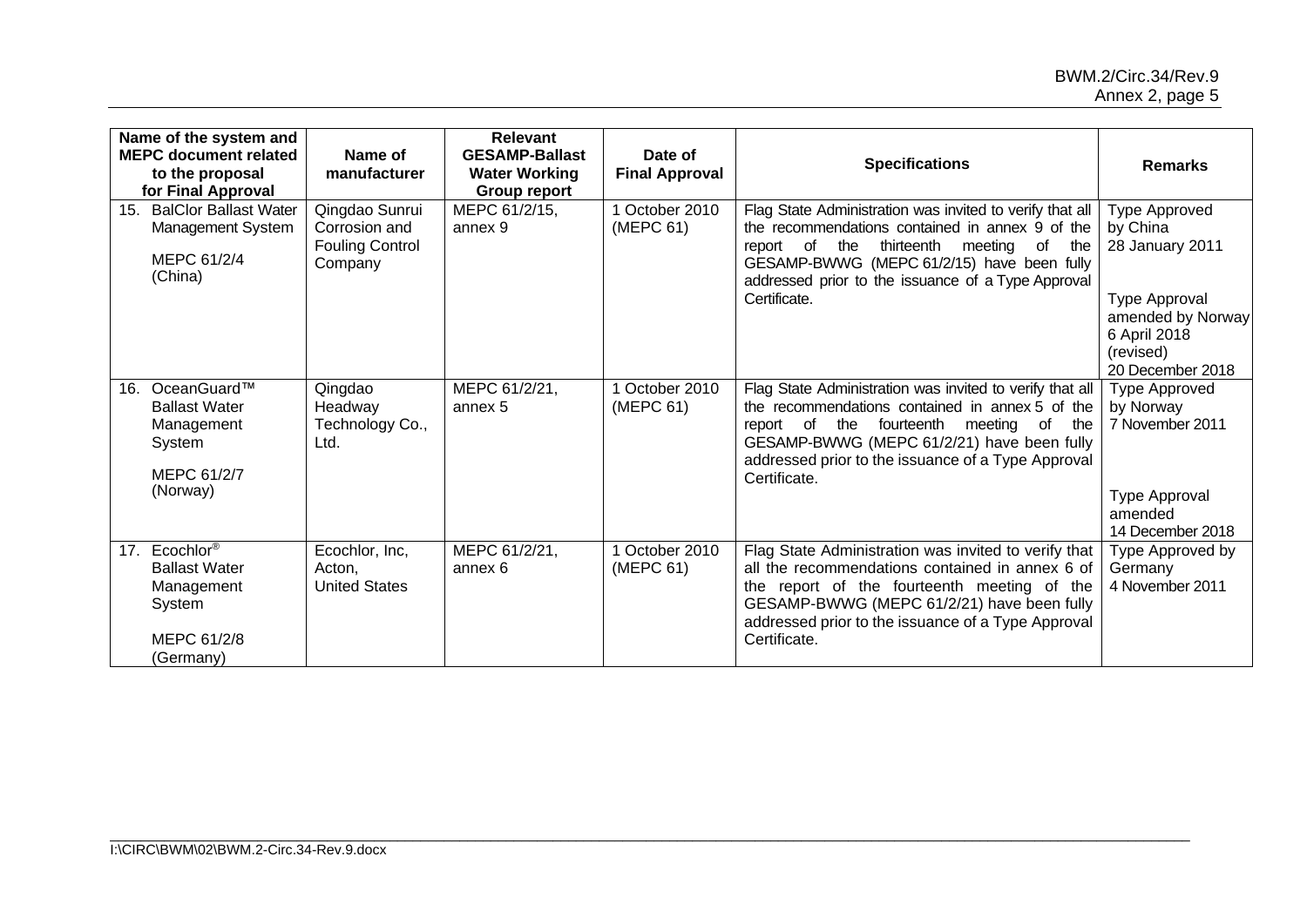| Name of the system and MEPC document related to the proposal for Final Approval | Name of manufacturer | Relevant GESAMP-Ballast Water Working Group report | Date of Final Approval | Specifications | Remarks |
|---|---|---|---|---|---|
| 15. BalClor Ballast Water Management System<br><br>MEPC 61/2/4 (China) | Qingdao Sunrui Corrosion and Fouling Control Company | MEPC 61/2/15, annex 9 | 1 October 2010 (MEPC 61) | Flag State Administration was invited to verify that all the recommendations contained in annex 9 of the report of the thirteenth meeting of the GESAMP-BWWG (MEPC 61/2/15) have been fully addressed prior to the issuance of a Type Approval Certificate. | Type Approved by China 28 January 2011<br><br>Type Approval amended by Norway 6 April 2018 (revised) 20 December 2018 |
| 16. OceanGuard™ Ballast Water Management System<br><br>MEPC 61/2/7 (Norway) | Qingdao Headway Technology Co., Ltd. | MEPC 61/2/21, annex 5 | 1 October 2010 (MEPC 61) | Flag State Administration was invited to verify that all the recommendations contained in annex 5 of the report of the fourteenth meeting of the GESAMP-BWWG (MEPC 61/2/21) have been fully addressed prior to the issuance of a Type Approval Certificate. | Type Approved by Norway 7 November 2011<br><br>Type Approval amended 14 December 2018 |
| 17. Ecochlor® Ballast Water Management System<br><br>MEPC 61/2/8 (Germany) | Ecochlor, Inc, Acton, United States | MEPC 61/2/21, annex 6 | 1 October 2010 (MEPC 61) | Flag State Administration was invited to verify that all the recommendations contained in annex 6 of the report of the fourteenth meeting of the GESAMP-BWWG (MEPC 61/2/21) have been fully addressed prior to the issuance of a Type Approval Certificate. | Type Approved by Germany 4 November 2011 |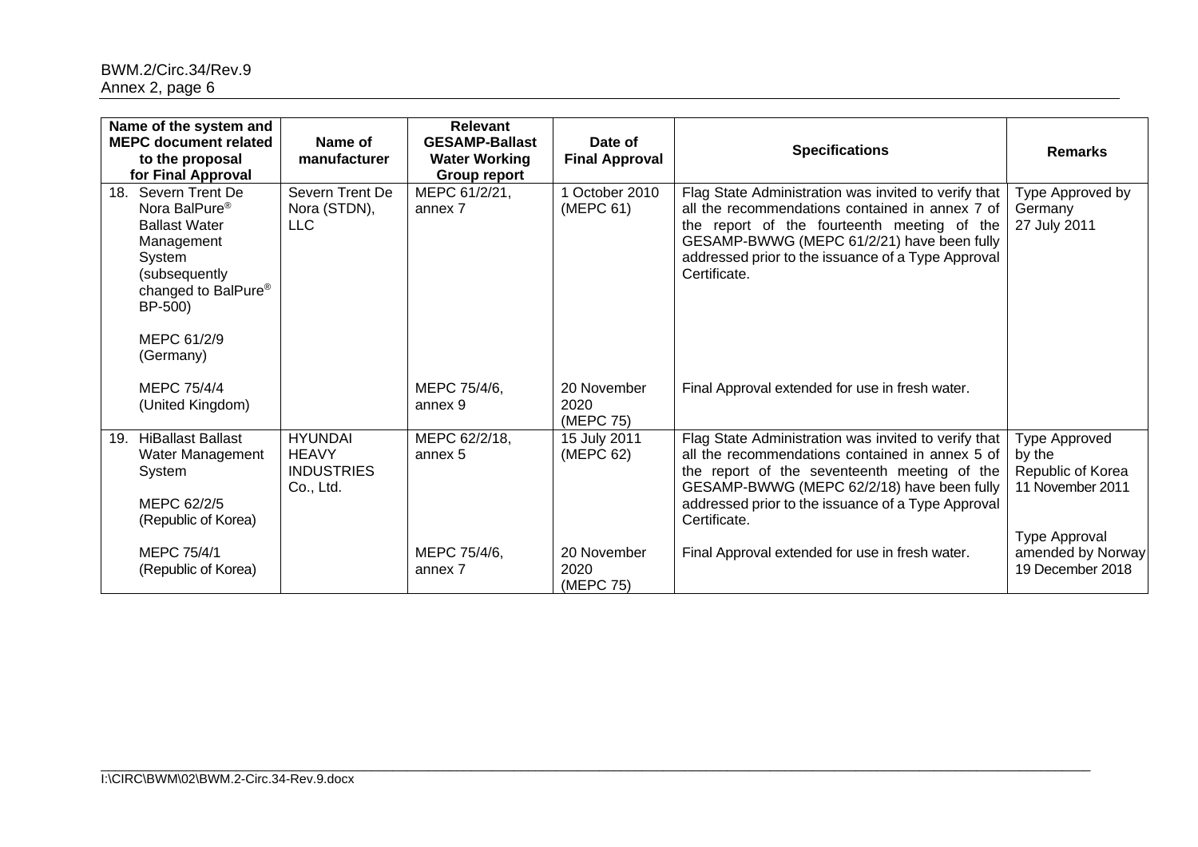| Name of the system and MEPC document related to the proposal for Final Approval | Name of manufacturer | Relevant GESAMP-Ballast Water Working Group report | Date of Final Approval | Specifications | Remarks |
|---|---|---|---|---|---|
| 18. Severn Trent De Nora BalPure® Ballast Water Management System (subsequently changed to BalPure® BP-500)<br><br>MEPC 61/2/9 (Germany) | Severn Trent De Nora (STDN), LLC | MEPC 61/2/21, annex 7 | 1 October 2010 (MEPC 61) | Flag State Administration was invited to verify that all the recommendations contained in annex 7 of the report of the fourteenth meeting of the GESAMP-BWWG (MEPC 61/2/21) have been fully addressed prior to the issuance of a Type Approval Certificate. | Type Approved by Germany 27 July 2011 |
| MEPC 75/4/4 (United Kingdom) | | MEPC 75/4/6, annex 9 | 20 November 2020 (MEPC 75) | Final Approval extended for use in fresh water. | |
| 19. HiBallast Ballast Water Management System<br><br>MEPC 62/2/5 (Republic of Korea) | HYUNDAI HEAVY INDUSTRIES Co., Ltd. | MEPC 62/2/18, annex 5 | 15 July 2011 (MEPC 62) | Flag State Administration was invited to verify that all the recommendations contained in annex 5 of the report of the seventeenth meeting of the GESAMP-BWWG (MEPC 62/2/18) have been fully addressed prior to the issuance of a Type Approval Certificate. | Type Approved by the Republic of Korea 11 November 2011 |
| MEPC 75/4/1 (Republic of Korea) | | MEPC 75/4/6, annex 7 | 20 November 2020 (MEPC 75) | Final Approval extended for use in fresh water. | Type Approval amended by Norway 19 December 2018 |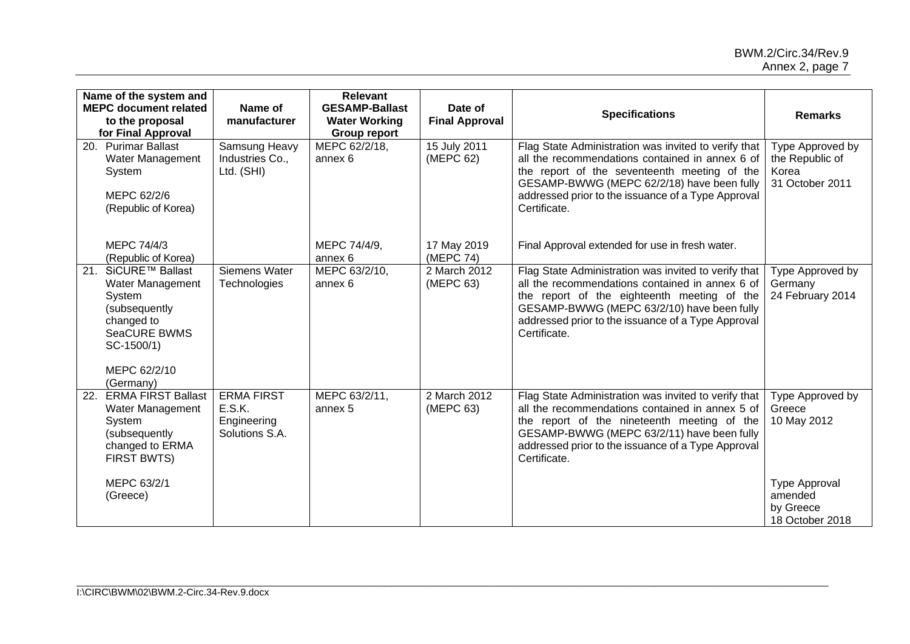| Name of the system and MEPC document related to the proposal for Final Approval | Name of manufacturer | Relevant GESAMP-Ballast Water Working Group report | Date of Final Approval | Specifications | Remarks |
|---|---|---|---|---|---|
| 20. Purimar Ballast Water Management System<br><br>MEPC 62/2/6 (Republic of Korea) | Samsung Heavy Industries Co., Ltd. (SHI) | MEPC 62/2/18, annex 6 | 15 July 2011 (MEPC 62) | Flag State Administration was invited to verify that all the recommendations contained in annex 6 of the report of the seventeenth meeting of the GESAMP-BWWG (MEPC 62/2/18) have been fully addressed prior to the issuance of a Type Approval Certificate. | Type Approved by the Republic of Korea 31 October 2011 |
| MEPC 74/4/3 (Republic of Korea) | | MEPC 74/4/9, annex 6 | 17 May 2019 (MEPC 74) | Final Approval extended for use in fresh water. | |
| 21. SiCURE™ Ballast Water Management System (subsequently changed to SeaCURE BWMS SC-1500/1)<br><br>MEPC 62/2/10 (Germany) | Siemens Water Technologies | MEPC 63/2/10, annex 6 | 2 March 2012 (MEPC 63) | Flag State Administration was invited to verify that all the recommendations contained in annex 6 of the report of the eighteenth meeting of the GESAMP-BWWG (MEPC 63/2/10) have been fully addressed prior to the issuance of a Type Approval Certificate. | Type Approved by Germany 24 February 2014 |
| 22. ERMA FIRST Ballast Water Management System (subsequently changed to ERMA FIRST BWTS)<br><br>MEPC 63/2/1 (Greece) | ERMA FIRST E.S.K. Engineering Solutions S.A. | MEPC 63/2/11, annex 5 | 2 March 2012 (MEPC 63) | Flag State Administration was invited to verify that all the recommendations contained in annex 5 of the report of the nineteenth meeting of the GESAMP-BWWG (MEPC 63/2/11) have been fully addressed prior to the issuance of a Type Approval Certificate. | Type Approved by Greece 10 May 2012<br><br>Type Approval amended by Greece 18 October 2018 |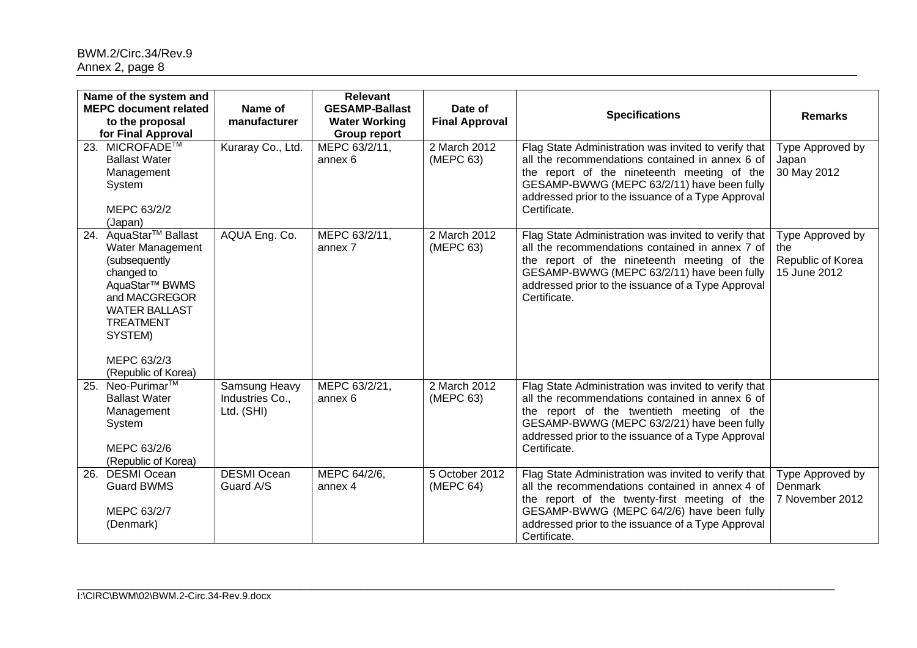| Name of the system and MEPC document related to the proposal for Final Approval | Name of manufacturer | Relevant GESAMP-Ballast Water Working Group report | Date of Final Approval | Specifications | Remarks |
|---|---|---|---|---|---|
| 23. MICROFADE™ Ballast Water Management System<br><br>MEPC 63/2/2 (Japan) | Kuraray Co., Ltd. | MEPC 63/2/11, annex 6 | 2 March 2012 (MEPC 63) | Flag State Administration was invited to verify that all the recommendations contained in annex 6 of the report of the nineteenth meeting of the GESAMP-BWWG (MEPC 63/2/11) have been fully addressed prior to the issuance of a Type Approval Certificate. | Type Approved by Japan 30 May 2012 |
| 24. AquaStar™ Ballast Water Management (subsequently changed to AquaStar™ BWMS and MACGREGOR WATER BALLAST TREATMENT SYSTEM)<br><br>MEPC 63/2/3 (Republic of Korea) | AQUA Eng. Co. | MEPC 63/2/11, annex 7 | 2 March 2012 (MEPC 63) | Flag State Administration was invited to verify that all the recommendations contained in annex 7 of the report of the nineteenth meeting of the GESAMP-BWWG (MEPC 63/2/11) have been fully addressed prior to the issuance of a Type Approval Certificate. | Type Approved by the Republic of Korea 15 June 2012 |
| 25. Neo-Purimar™ Ballast Water Management System<br><br>MEPC 63/2/6 (Republic of Korea) | Samsung Heavy Industries Co., Ltd. (SHI) | MEPC 63/2/21, annex 6 | 2 March 2012 (MEPC 63) | Flag State Administration was invited to verify that all the recommendations contained in annex 6 of the report of the twentieth meeting of the GESAMP-BWWG (MEPC 63/2/21) have been fully addressed prior to the issuance of a Type Approval Certificate. | |
| 26. DESMI Ocean Guard BWMS<br><br>MEPC 63/2/7 (Denmark) | DESMI Ocean Guard A/S | MEPC 64/2/6, annex 4 | 5 October 2012 (MEPC 64) | Flag State Administration was invited to verify that all the recommendations contained in annex 4 of the report of the twenty-first meeting of the GESAMP-BWWG (MEPC 64/2/6) have been fully addressed prior to the issuance of a Type Approval Certificate. | Type Approved by Denmark 7 November 2012 |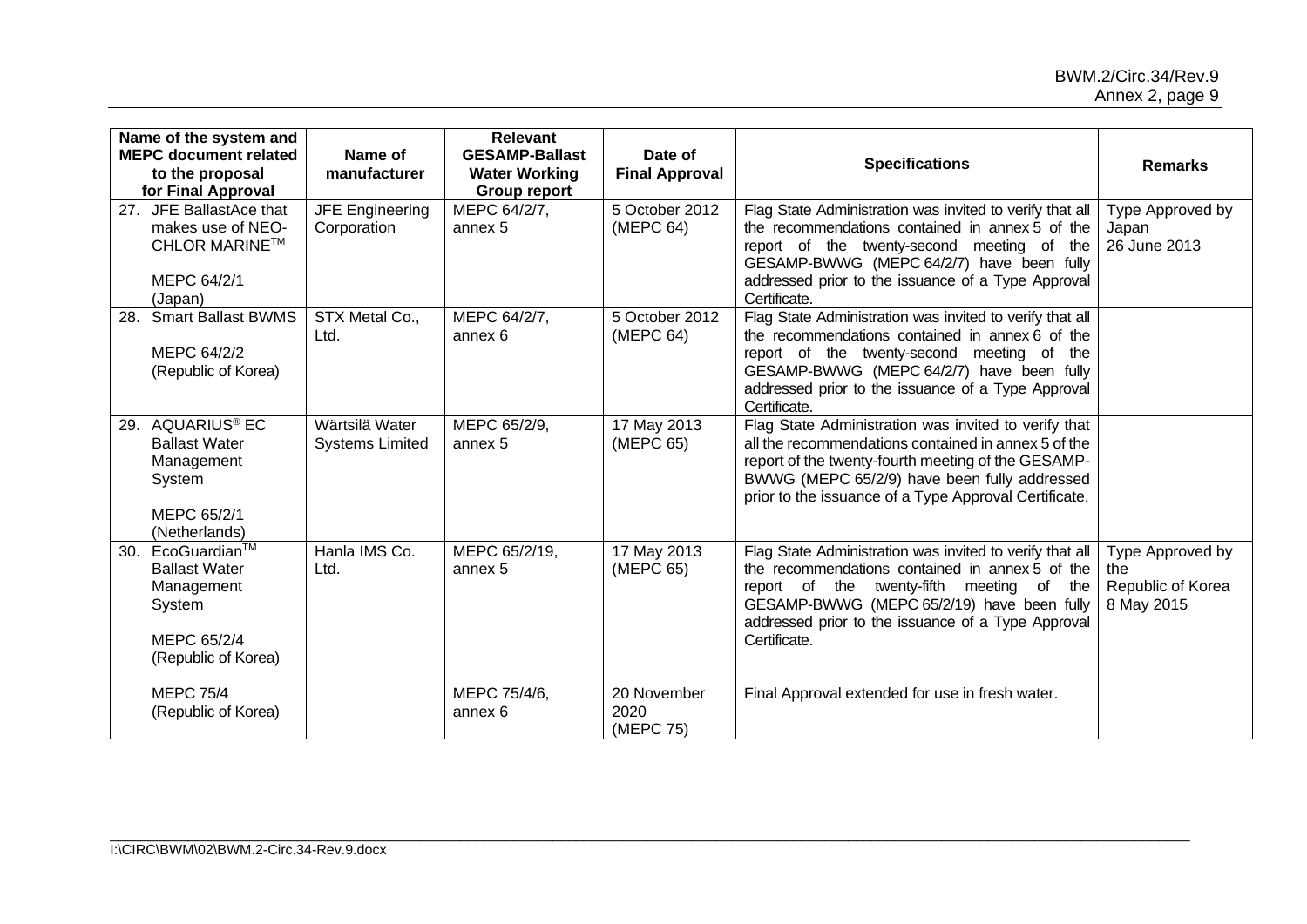| Name of the system and MEPC document related to the proposal for Final Approval | Name of manufacturer | Relevant GESAMP-Ballast Water Working Group report | Date of Final Approval | Specifications | Remarks |
|---|---|---|---|---|---|
| 27. JFE BallastAce that makes use of NEO-CHLOR MARINE™<br><br>MEPC 64/2/1 (Japan) | JFE Engineering Corporation | MEPC 64/2/7, annex 5 | 5 October 2012 (MEPC 64) | Flag State Administration was invited to verify that all the recommendations contained in annex 5 of the report of the twenty-second meeting of the GESAMP-BWWG (MEPC 64/2/7) have been fully addressed prior to the issuance of a Type Approval Certificate. | Type Approved by Japan 26 June 2013 |
| 28. Smart Ballast BWMS<br><br>MEPC 64/2/2 (Republic of Korea) | STX Metal Co., Ltd. | MEPC 64/2/7, annex 6 | 5 October 2012 (MEPC 64) | Flag State Administration was invited to verify that all the recommendations contained in annex 6 of the report of the twenty-second meeting of the GESAMP-BWWG (MEPC 64/2/7) have been fully addressed prior to the issuance of a Type Approval Certificate. | |
| 29. AQUARIUS® EC Ballast Water Management System<br><br>MEPC 65/2/1 (Netherlands) | Wärtsilä Water Systems Limited | MEPC 65/2/9, annex 5 | 17 May 2013 (MEPC 65) | Flag State Administration was invited to verify that all the recommendations contained in annex 5 of the report of the twenty-fourth meeting of the GESAMP-BWWG (MEPC 65/2/9) have been fully addressed prior to the issuance of a Type Approval Certificate. | |
| 30. EcoGuardian™ Ballast Water Management System<br><br>MEPC 65/2/4 (Republic of Korea) | Hanla IMS Co. Ltd. | MEPC 65/2/19, annex 5 | 17 May 2013 (MEPC 65) | Flag State Administration was invited to verify that all the recommendations contained in annex 5 of the report of the twenty-fifth meeting of the GESAMP-BWWG (MEPC 65/2/19) have been fully addressed prior to the issuance of a Type Approval Certificate. | Type Approved by the Republic of Korea 8 May 2015 |
| MEPC 75/4 (Republic of Korea) | | MEPC 75/4/6, annex 6 | 20 November 2020 (MEPC 75) | Final Approval extended for use in fresh water. | |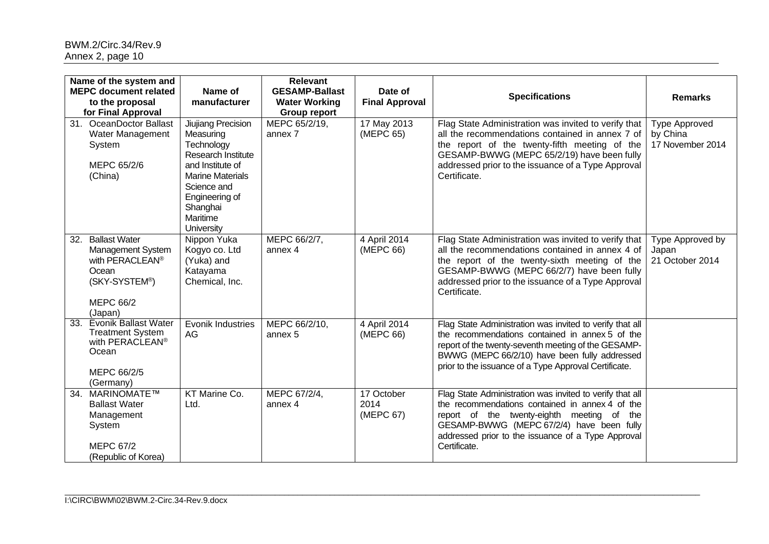| Name of the system and MEPC document related to the proposal for Final Approval | Name of manufacturer | Relevant GESAMP-Ballast Water Working Group report | Date of Final Approval | Specifications | Remarks |
|---|---|---|---|---|---|
| 31. OceanDoctor Ballast Water Management System<br><br>MEPC 65/2/6<br>(China) | Jiujiang Precision Measuring Technology Research Institute and Institute of Marine Materials Science and Engineering of Shanghai Maritime University | MEPC 65/2/19, annex 7 | 17 May 2013 (MEPC 65) | Flag State Administration was invited to verify that all the recommendations contained in annex 7 of the report of the twenty-fifth meeting of the GESAMP-BWWG (MEPC 65/2/19) have been fully addressed prior to the issuance of a Type Approval Certificate. | Type Approved by China 17 November 2014 |
| 32. Ballast Water Management System with PERACLEAN® Ocean (SKY-SYSTEM®)<br><br>MEPC 66/2<br>(Japan) | Nippon Yuka Kogyo co. Ltd (Yuka) and Katayama Chemical, Inc. | MEPC 66/2/7, annex 4 | 4 April 2014 (MEPC 66) | Flag State Administration was invited to verify that all the recommendations contained in annex 4 of the report of the twenty-sixth meeting of the GESAMP-BWWG (MEPC 66/2/7) have been fully addressed prior to the issuance of a Type Approval Certificate. | Type Approved by Japan 21 October 2014 |
| 33. Evonik Ballast Water Treatment System with PERACLEAN® Ocean<br><br>MEPC 66/2/5<br>(Germany) | Evonik Industries AG | MEPC 66/2/10, annex 5 | 4 April 2014 (MEPC 66) | Flag State Administration was invited to verify that all the recommendations contained in annex 5 of the report of the twenty-seventh meeting of the GESAMP-BWWG (MEPC 66/2/10) have been fully addressed prior to the issuance of a Type Approval Certificate. | |
| 34. MARINOMATE™ Ballast Water Management System<br><br>MEPC 67/2<br>(Republic of Korea) | KT Marine Co. Ltd. | MEPC 67/2/4, annex 4 | 17 October 2014 (MEPC 67) | Flag State Administration was invited to verify that all the recommendations contained in annex 4 of the report of the twenty-eighth meeting of the GESAMP-BWWG (MEPC 67/2/4) have been fully addressed prior to the issuance of a Type Approval Certificate. | |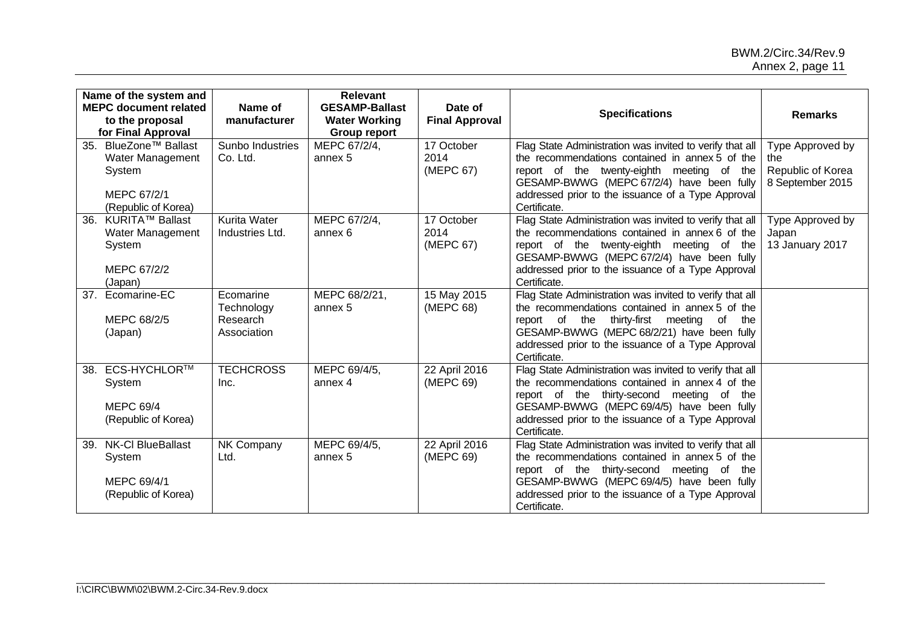| Name of the system and MEPC document related to the proposal for Final Approval | Name of manufacturer | Relevant GESAMP-Ballast Water Working Group report | Date of Final Approval | Specifications | Remarks |
|---|---|---|---|---|---|
| 35. BlueZone™ Ballast Water Management System<br><br>MEPC 67/2/1 (Republic of Korea) | Sunbo Industries Co. Ltd. | MEPC 67/2/4, annex 5 | 17 October 2014 (MEPC 67) | Flag State Administration was invited to verify that all the recommendations contained in annex 5 of the report of the twenty-eighth meeting of the GESAMP-BWWG (MEPC 67/2/4) have been fully addressed prior to the issuance of a Type Approval Certificate. | Type Approved by the Republic of Korea 8 September 2015 |
| 36. KURITA™ Ballast Water Management System<br><br>MEPC 67/2/2 (Japan) | Kurita Water Industries Ltd. | MEPC 67/2/4, annex 6 | 17 October 2014 (MEPC 67) | Flag State Administration was invited to verify that all the recommendations contained in annex 6 of the report of the twenty-eighth meeting of the GESAMP-BWWG (MEPC 67/2/4) have been fully addressed prior to the issuance of a Type Approval Certificate. | Type Approved by Japan 13 January 2017 |
| 37. Ecomarine-EC<br><br>MEPC 68/2/5 (Japan) | Ecomarine Technology Research Association | MEPC 68/2/21, annex 5 | 15 May 2015 (MEPC 68) | Flag State Administration was invited to verify that all the recommendations contained in annex 5 of the report of the thirty-first meeting of the GESAMP-BWWG (MEPC 68/2/21) have been fully addressed prior to the issuance of a Type Approval Certificate. | |
| 38. ECS-HYCHLOR™ System<br><br>MEPC 69/4 (Republic of Korea) | TECHCROSS Inc. | MEPC 69/4/5, annex 4 | 22 April 2016 (MEPC 69) | Flag State Administration was invited to verify that all the recommendations contained in annex 4 of the report of the thirty-second meeting of the GESAMP-BWWG (MEPC 69/4/5) have been fully addressed prior to the issuance of a Type Approval Certificate. | |
| 39. NK-Cl BlueBallast System<br><br>MEPC 69/4/1 (Republic of Korea) | NK Company Ltd. | MEPC 69/4/5, annex 5 | 22 April 2016 (MEPC 69) | Flag State Administration was invited to verify that all the recommendations contained in annex 5 of the report of the thirty-second meeting of the GESAMP-BWWG (MEPC 69/4/5) have been fully addressed prior to the issuance of a Type Approval Certificate. | |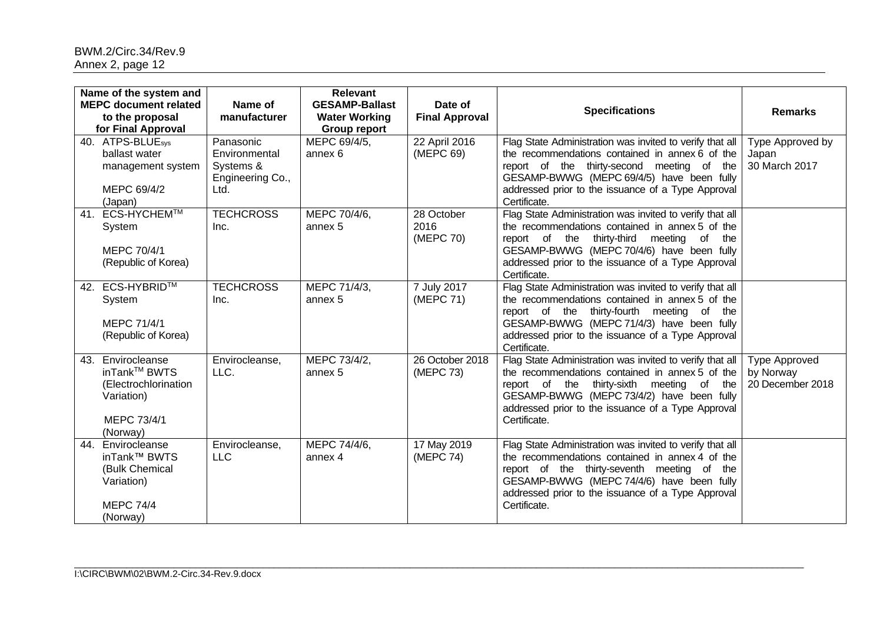| Name of the system and MEPC document related to the proposal for Final Approval | Name of manufacturer | Relevant GESAMP-Ballast Water Working Group report | Date of Final Approval | Specifications | Remarks |
|---|---|---|---|---|---|
| 40. ATPS-BLUE$_{sys}$ ballast water management system<br><br>MEPC 69/4/2 (Japan) | Panasonic Environmental Systems & Engineering Co., Ltd. | MEPC 69/4/5, annex 6 | 22 April 2016 (MEPC 69) | Flag State Administration was invited to verify that all the recommendations contained in annex 6 of the report of the thirty-second meeting of the GESAMP-BWWG (MEPC 69/4/5) have been fully addressed prior to the issuance of a Type Approval Certificate. | Type Approved by Japan 30 March 2017 |
| 41. ECS-HYCHEM™ System<br><br>MEPC 70/4/1 (Republic of Korea) | TECHCROSS Inc. | MEPC 70/4/6, annex 5 | 28 October 2016 (MEPC 70) | Flag State Administration was invited to verify that all the recommendations contained in annex 5 of the report of the thirty-third meeting of the GESAMP-BWWG (MEPC 70/4/6) have been fully addressed prior to the issuance of a Type Approval Certificate. | |
| 42. ECS-HYBRID™ System<br><br>MEPC 71/4/1 (Republic of Korea) | TECHCROSS Inc. | MEPC 71/4/3, annex 5 | 7 July 2017 (MEPC 71) | Flag State Administration was invited to verify that all the recommendations contained in annex 5 of the report of the thirty-fourth meeting of the GESAMP-BWWG (MEPC 71/4/3) have been fully addressed prior to the issuance of a Type Approval Certificate. | |
| 43. Envirocleanse inTank™ BWTS (Electrochlorination Variation)<br><br>MEPC 73/4/1 (Norway) | Envirocleanse, LLC. | MEPC 73/4/2, annex 5 | 26 October 2018 (MEPC 73) | Flag State Administration was invited to verify that all the recommendations contained in annex 5 of the report of the thirty-sixth meeting of the GESAMP-BWWG (MEPC 73/4/2) have been fully addressed prior to the issuance of a Type Approval Certificate. | Type Approved by Norway 20 December 2018 |
| 44. Envirocleanse inTank™ BWTS (Bulk Chemical Variation)<br><br>MEPC 74/4 (Norway) | Envirocleanse, LLC | MEPC 74/4/6, annex 4 | 17 May 2019 (MEPC 74) | Flag State Administration was invited to verify that all the recommendations contained in annex 4 of the report of the thirty-seventh meeting of the GESAMP-BWWG (MEPC 74/4/6) have been fully addressed prior to the issuance of a Type Approval Certificate. | |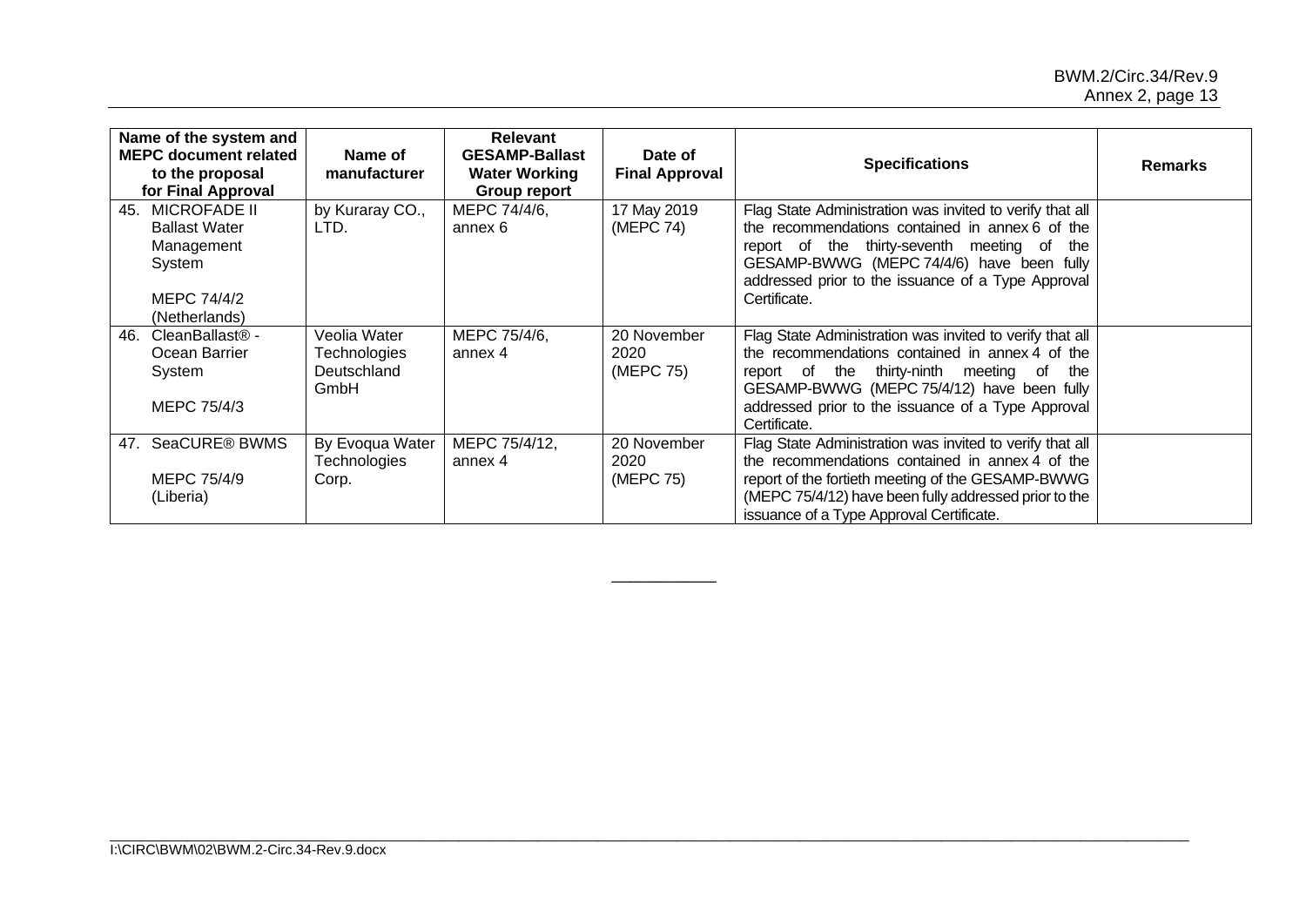| Name of the system and MEPC document related to the proposal for Final Approval | Name of manufacturer | Relevant GESAMP-Ballast Water Working Group report | Date of Final Approval | Specifications | Remarks |
|---|---|---|---|---|---|
| 45. MICROFADE II Ballast Water Management System<br><br>MEPC 74/4/2 (Netherlands) | by Kuraray CO., LTD. | MEPC 74/4/6, annex 6 | 17 May 2019 (MEPC 74) | Flag State Administration was invited to verify that all the recommendations contained in annex 6 of the report of the thirty-seventh meeting of the GESAMP-BWWG (MEPC 74/4/6) have been fully addressed prior to the issuance of a Type Approval Certificate. | |
| 46. CleanBallast® - Ocean Barrier System<br><br>MEPC 75/4/3 | Veolia Water Technologies Deutschland GmbH | MEPC 75/4/6, annex 4 | 20 November 2020 (MEPC 75) | Flag State Administration was invited to verify that all the recommendations contained in annex 4 of the report of the thirty-ninth meeting of the GESAMP-BWWG (MEPC 75/4/12) have been fully addressed prior to the issuance of a Type Approval Certificate. | |
| 47. SeaCURE® BWMS<br><br>MEPC 75/4/9 (Liberia) | By Evoqua Water Technologies Corp. | MEPC 75/4/12, annex 4 | 20 November 2020 (MEPC 75) | Flag State Administration was invited to verify that all the recommendations contained in annex 4 of the report of the fortieth meeting of the GESAMP-BWWG (MEPC 75/4/12) have been fully addressed prior to the issuance of a Type Approval Certificate. | |

___________